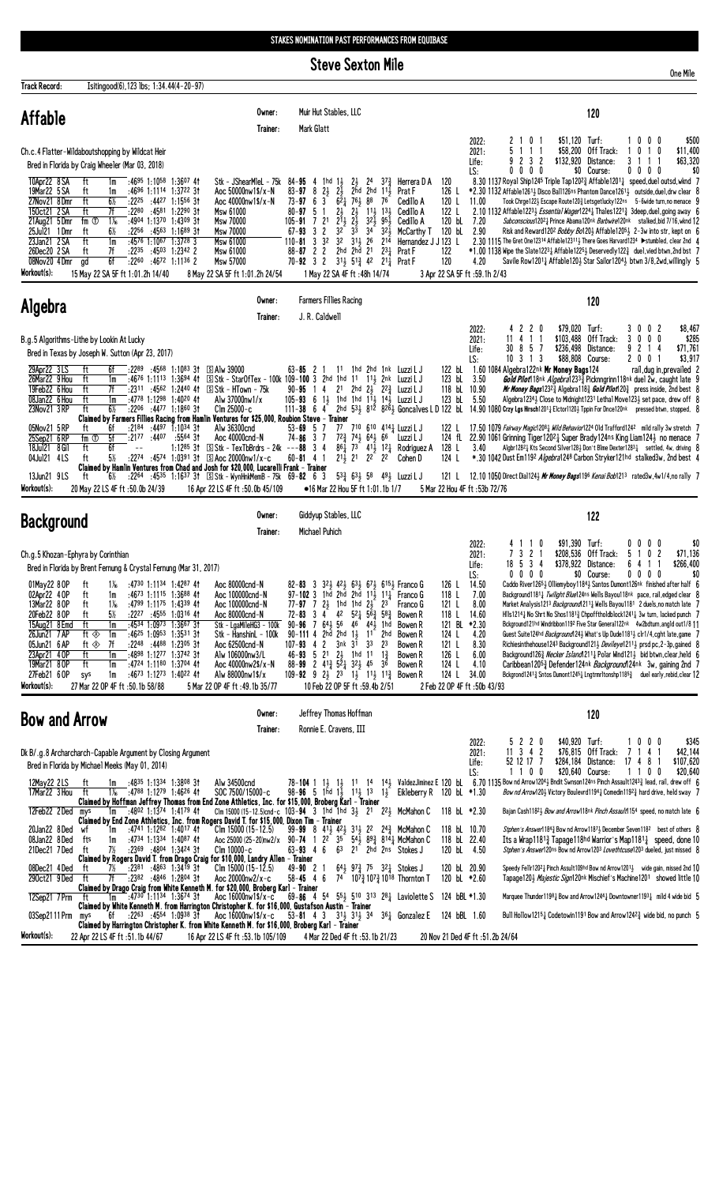STAKES NOMINATION PAST PERFORMANCES FROM EQUIBASE

# Steve Sexton Mile

One Mile

**Track Record:** Isitingood(6),123 lbs; 1:34.44(4-20-17)

## Affable

Owner: Muir Hut Stables, LLC
Trainer: Mark Glatt

**120**

Ch.c.4 Flatter-Wildaboutshopping by Wildcat Heir
Bred in Florida by Craig Wheeler (Mar 03, 2018)

| | | | | | |
|---|---|---|---|---|---|
| 2022: | 2 1 0 1 | $51,120 | Turf: | 1 0 0 0 | $500 |
| 2021: | 5 1 1 1 | $58,200 | Off Track: | 1 0 1 0 | $11,400 |
| Life: | 9 2 3 2 | $132,920 | Distance: | 3 1 1 1 | $63,320 |
| LS: | 0 0 0 0 | $0 | Course: | 0 0 0 0 | $0 |

```
10Apr22 8SA   ft   1m   :4695 1:1058 1:3697 4↑  Stk - JShearMleL - 75k  84-95 4 1hd 1½ 2½ 24 37¾ Herrera D A 120       8.30 1137 Royal Ship1245 Triple Tap1202¾ Affable1201¼ speed,duel outsd,wknd 7
19Mar22 5SA   ft   1m   :4696 1:1114 1:3722 3↑  Aoc 50000nw1$/x-N       83-97 8 2½ 2½ 2hd 2hd 11½ Prat F 126 L          *2.30 1132 Affable1261½ Disco Ball126ns Phantom Dance1261½ outside,duel,drw clear 8
27Nov21 8Dmr  ft   6½   :2225 :4427 1:1556 3↑  Aoc 40000nw1$/x-N       73-97 6 3 6²½ 7⁶½ 88 76 Cedillo A 120 L          11.00 Took Chrge122½ Escape Route120½ Letsgetlucky122ns 5-6wide turn,no menace 9
15Oct21 2SA   ft   7f   :2280 :4581 1:2290 3↑  Msw 61000               80-97 5 1 2½ 2½ 11½ 13½ Cedillo A 122 L          2.10 1132 Affable1223½ Essential Wager1224¼ Thales1221¾ 3deep,duel,going away 6
21Aug21 5Dmr  fm ①  1⅛   :4904 1:1370 1:4339 3↑  Msw 70000               105-91 7 21 2¹½ 2½ 3²½ 95½ Cedillo A 120 bL      7.20 Subconscious1202½ Prince Abama120nk Barbwire120nk stalked,bid 7/16,wknd 12
25Jul21 1Dmr  ft   6½   :2256 :4563 1:1689 3↑  Msw 70000               67-93 3 2 3² 3³ 34 3²½ McCarthy T 120 bL    2.90 Risk and Reward1202 Bobby Bo120½ Affable1205½ 2-3w into str, kept on 6
23Jan21 2SA   ft   1m   :4576 1:1067 1:3728 3  Msw 61000               110-81 3 3² 3² 3¹½ 26 214 Hernandez J J 123 L  2.30 1115 The Gret One12314 Affable12311¼ There Goes Harvard1234 ▶stumbled, clear 2nd 4
26Dec20 2SA   ft   7f   :2235 :4503 1:2342 2  Msw 61000               88-87 2 2 2hd 2hd 21 23¼ Prat F 122          *1.00 1138 Wipe the Slate1223¼ Affable1225½ Deservedly122¾ duel,vied btwn,2nd bst 7
08Nov20 4Dmr  gd   6f   :2260 :4672 1:1136 2  Msw 57000               70-92 3 2 3¹½ 5¹½ 42 2¹¼ Prat F 120          4.20 Saville Row1201¼ Affable120½ Star Sailor1204½ btwn 3/8,2wd,willingly 5
Workout(s):  15 May 22 SA 5F ft 1:01.2h 14/40    8 May 22 SA 5F ft 1:01.2h 24/54    1 May 22 SA 4F ft :48h 14/74    3 Apr 22 SA 5F ft :59.1h 2/43
```

## Algebra

Owner: Farmers Fillies Racing
Trainer: J. R. Caldwell

**120**

B.g.5 Algorithms-Lithe by Lookin At Lucky
Bred in Texas by Joseph W. Sutton (Apr 23, 2017)

| | | | | | |
|---|---|---|---|---|---|
| 2022: | 4 2 2 0 | $79,020 | Turf: | 3 0 0 2 | $8,467 |
| 2021: | 11 4 1 1 | $103,488 | Off Track: | 3 0 0 0 | $285 |
| Life: | 30 8 5 7 | $236,498 | Distance: | 9 2 1 4 | $71,761 |
| LS: | 10 3 1 3 | $88,808 | Course: | 2 0 0 1 | $3,917 |

```
29Apr22 3LS   ft   6f   :2289 :4568 1:1083 3↑ Ⓢ Alw 39000              63-85 2 1 11 1hd 2hd 1nk Luzzi L J 122 bL   1.60 1084 Algebra122nk Mr Money Bags124 rail,dug in,prevailed 2
26Mar22 9Hou  ft   1m   :4676 1:1113 1:3694 4↑ Ⓢ Stk - StarOfTex - 100k 109-100 3 2hd 1hd 11 11½ 2nk Luzzi L J 123 bL  3.50 Gold Pilot118nk Algebra1233½ Pickrngrinn118nk duel 2w, caught late 9
19Feb22 6Hou  ft   7f   :2311 :4562 1:2449 4↑ Ⓢ Stk - HTown - 75k    90-95 1 4 2¹ 2hd 2½ 2²¾ Luzzi L J 118 bL   10.90 Mr Money Bags1232¾ Algebra118½ Gold Pilot120½ press inside, 2nd best 8
08Jan22 6Hou  ft   1m   :4778 1:1298 1:4020 4↑ Alw 37000nw1/x        105-93 6 1½ 1hd 11½ 14½ Luzzi L J 123 bL    5.50 Algebra1234½ Close to Midnight1231 Lethal Move123½ set pace, drew off 8
23Nov21 3RP   ft   6½   :2206 :4477 1:1860 3↑ Clm 25000-c            111-38 6 4 2hd 5³½ 8¹² 8²⁶½ Goncalves L D 122 bL 14.90 1080 Crzy Lgs Hirsch1201¼ Elctor1120½ Tppin For Once120nk pressed btwn, stopped, 8
  Claimed by Farmers Fillies Racing from Hamlin Ventures for $25,000, Roubion Steve - Trainer
05Nov21 5RP   ft   6f   :2184 :4497 1:1034 3↑ Alw 36300cnd            53-69 5 7 7⁷ 7¹⁰ 6¹⁰ 4¹⁴¼ Luzzi L J 122 L  17.50 1079 Fairway Magic1206½ Wild Behavior1242 Old Trafford1242 mild rally 3w stretch 7
25Sep21 6RP   fm ①  5f   :2177 :4407 :5564 3↑ Aoc 40000cnd-N         74-86 3 7 7²¾ 7⁴½ 6⁴½ 66 Luzzi L J 124 fL  22.90 1061 Grinning Tiger1202½ Super Bradly124ns King Llam124½ no menace 7
18Jul21 8Gil  ft   6f   --  1:1285 3↑ Ⓢ Stk - TexTbBrdrs - 24k ---88 3 4 8⁶¼ 7³ 4¹½ 1²¼ Rodriguez A 128 L  3.40 Algbr1282¼ Kts Second Silver128½ Don't Blme Dexter1281¼ settled, 4w, driving 8
04Jul21 4LS   ft   5½   :2274 :4574 1:0391 3↑ Ⓢ Aoc 25000nw1/x-c    60-81 4 1 2¹½ 2¹ 2² 2² Cohen D 124 L  *.30 1042 Dust Em1192 Algebra1248 Carbon Stryker121hd stalked3w, 2nd best 4
  Claimed by Hamlin Ventures from Chad and Josh for $20,000, Lucarelli Frank - Trainer
13Jun21 9LS   ft   6½   :2264 :4535 1:1637 3↑ Ⓢ Stk - WynHnkMemB - 75k 69-82 6 3 5³¾ 6³½ 5⁸ 4⁹½ Luzzi L J 121 L  12.10 1050 Direct Dial124½ Mr Money Bags1196 Kenai Bob1213 rated3w,4w1/4,no rally 7
Workout(s):  20 May 22 LS 4F ft :50.0b 24/39    16 Apr 22 LS 4F ft :50.0b 45/109    ●16 Mar 22 Hou 5F ft 1:01.1b 1/7    5 Mar 22 Hou 4F ft :53b 72/76
```

## Background

Owner: Giddyup Stables, LLC
Trainer: Michael Puhich

**122**

Ch.g.5 Khozan-Ephyra by Corinthian
Bred in Florida by Brent Fernung & Crystal Fernung (Mar 31, 2017)

| | | | | | |
|---|---|---|---|---|---|
| 2022: | 4 1 1 0 | $91,390 | Turf: | 0 0 0 0 | $0 |
| 2021: | 7 3 2 1 | $208,536 | Off Track: | 5 1 0 2 | $71,136 |
| Life: | 18 5 3 4 | $378,922 | Distance: | 6 4 1 1 | $266,400 |
| LS: | 0 0 0 0 | $0 | Course: | 0 0 0 0 | $0 |

```
01May22 8OP   ft   1⅛   :4730 1:1134 1:4287 4↑ Aoc 80000cnd-N          82-83 3 3²½ 4²½ 6³½ 6⁷½ 6¹⁵½ Franco G 126 L   14.50 Caddo River1265½ Olliemyboy1184½ Santos Dumont126nk finished after half 6
02Apr22 4OP   ft   1m   :4673 1:1115 1:3688 4↑ Aoc 100000cnd-N         97-102 3 1hd 2hd 2hd 11½ 11¾ Franco G 118 L   7.00 Background1181¾ Twilight Blue124ns Wells Bayou118nk pace, rail,edged clear 8
13Mar22 8OP   ft   1⅛   :4799 1:1175 1:4339 4↑ Aoc 100000cnd-N         77-97 7 2½ 1hd 1hd 2½ 2³ Franco G 121 L   8.00 Market Analysis1213 Background1211½ Wells Bayou1181 2 duels,no match late 7
20Feb22 8OP   ft   5½   :2227 :4555 1:0316 4↑ Aoc 80000cnd-N           72-83 3 4 4² 5²½ 5⁶½ 5⁸¾ Bowen R 118 L   14.60 Hlls1214¾ No Shrt No Shos1181¾ Chpoffth† oldblock1241½ 3w turn, lacked punch 7
15Aug21 8Emd  ft   1m   :4534 1:0973 1:3667 3↑ Stk - LgaMileHG3 - 100k 90-96 7 6⁴½ 5⁶ 4⁶ 4⁴½ 1hd Bowen R 121 BL *2.30 Bckground121hd Windribbon1192 Five Star General122nk 4w2bdtum,angld out1/8 11
26Jun21 7AP   ft ◈  1m   :4625 1:0953 1:3531 3↑ Stk - HanshinL - 100k   90-111 4 2hd 2hd 1½ 1¹ 2hd Bowen R 124 L   4.20 Guest Suite124hd Background124½ What's Up Dude1181½ clr1/4,cght late,game 7
05Jun21 6AP   ft ◈  7f   :2248 :4488 1:2305 3↑ Aoc 62500cnd-N           107-93 4 2 3nk 3¹ 3³ 2³ Bowen R 121 L   8.30 Richiesinthehouse1243 Background121½ Devileye1211½ prsd pc,2-3p,gained 8
23Apr21 4OP   ft   1m   :4898 1:1277 1:3742 3↑ Alw 106000nw3/L          46-93 5 2¹ 2½ 1hd 1¹ 1¾ Bowen R 126 L   6.00 Background126¾ Necker Island1211½ Polar Wind121½ bid btwn,clear,held 6
19Mar21 8OP   ft   1m   :4724 1:1180 1:3704 4↑ Aoc 40000nw2$/x-N        88-99 2 4¹½ 5²½ 3²½ 4⁵ 3⁶ Bowen R 124 L   4.10 Caribbean120¾ Defender124nk Background124nk 3w, gaining 2nd 7
27Feb21 6OP   sys  1m   :4673 1:1273 1:4022 4↑ Alw 88000nw1$/x         109-92 9 2½ 2³ 1½ 1¹½ 1¹¾ Bowen R 124 L   34.00 Bckground1241¾ Sntos Dumont1245¼ Lngtmrlltonshp1185¾ duel early,rebid,clear 12
Workout(s):  27 Mar 22 OP 4F ft :50.1b 58/88    5 Mar 22 OP 4F ft :49.1b 35/77    10 Feb 22 OP 5F ft :59.4b 2/51    2 Feb 22 OP 4F ft :50b 43/93
```

## Bow and Arrow

Owner: Jeffrey Thomas Hoffman
Trainer: Ronnie E. Cravens, III

**120**

Dk B/.g.8 Archarcharch-Capable Argument by Closing Argument
Bred in Florida by Michael Meeks (May 01, 2014)

| | | | | | |
|---|---|---|---|---|---|
| 2022: | 5 2 2 0 | $40,920 | Turf: | 1 0 0 0 | $345 |
| 2021: | 11 3 4 2 | $76,815 | Off Track: | 7 1 4 1 | $42,144 |
| Life: | 52 12 17 7 | $284,184 | Distance: | 17 4 8 1 | $107,620 |
| LS: | 1 1 0 0 | $20,640 | Course: | 1 1 0 0 | $20,640 |

```
12May22 2LS   ft   1m   :4835 1:1334 1:3808 3↑ Alw 34500cnd            78-104 1 1½ 1¹ 1¹ 14 14½ ValdezJiminez E 120 bL  6.70 1135 Bow nd Arrow1204½ Bndit Swnson124ns Pinch Assault1243½ lead, rail, drew off 6
17Mar22 3Hou  ft   1⅛   :4788 1:1279 1:4626 4↑ SOC 7500/15000-c       98-96 5 1hd 1½ 11½ 1³ 1½ Eikleberry R 120 bL *1.30 Bow nd Arrow120½ Victory Boulevrd1194¼ Comedn1192½ hard drive, held sway 7
  Claimed by Hoffman Jeffrey Thomas from End Zone Athletics, Inc. for $15,000, Broberg Karl - Trainer
12Feb22 2Ded  mys  1m   :4802 1:1374 1:4179 4↑ Clm 15000 (15-12.5)cnd-c 103-94 3 1hd 1hd 3½ 2¹ 2²½ McMahon C 118 bL *2.30 Bajan Cash1182½ Bow and Arrow118nk Pinch Assault1154 speed, no match late 6
  Claimed by End Zone Athletics, Inc. from Rogers David T. for $15,000, Dixon Tim - Trainer
20Jan22 8Ded  wf   1m   :4741 1:1262 1:4017 4↑ Clm 15000 (15-12.5)    99-99 8 4¹½ 4²½ 3¹½ 2² 2⁴¾ McMahon C 118 bL 10.70 Stphen's Answer1184¾ Bow nd Arrow1187½ December Seven1182 best of others 8
08Jan22 8Ded  fts  1m   :4734 1:1334 1:4087 4↑ Aoc 25000 (25-20)nw2/x 90-74 1 2² 3⁵ 5⁴½ 8⁹¾ 8¹⁴¼ McMahon C 118 bL 21.20 Its a Wrap1181¾ Tapage118hd Warrior's Map1181¾ speed, done 10
21Dec21 7Ded  ft   7½   :2369 :4804 1:3424 3↑ Clm 10000-c             63-93 4 6 6³ 2¹ 2hd 2ns Stokes J 120 bL  4.50 Stphen's Answer120ns Bow nd Arrow1203 Lovethtcsel203 dueled, just missed 8
  Claimed by Rogers David T. from Drago Craig for $10,000, Landry Allen - Trainer
08Dec21 4Ded  ft   7½   :2381 :4863 1:3419 3↑ Clm 15000 (15-12.5)     49-90 2 1 6⁴½ 9⁷¾ 7⁵ 3²¼ Stokes J 120 bL 20.90 Speedy Fellr1202¼ Pinch Assult109hd Bow nd Arrow120½ wide gain, missed 2nd 10
29Oct21 9Ded  ft   7f   :2382 :4846 1:2804 3↑ Aoc 20000nw2/x-c        58-45 4 6 7⁴ 10⁷¾ 10⁷¾ 10¹⁸ Thornton T 120 bL *2.60 Tapage120½ Majestic Sign120nk Mischief's Machine1201 showed little 10
  Claimed by Drago Craig from White Kenneth M. for $20,000, Broberg Karl - Trainer
12Sep21 7Prm  ft   1m   :4730 1:1134 1:3674 3↑ Aoc 16000nw1$/x-c     69-86 4 5⁴ 5⁵½ 5¹⁰ 3¹³ 2⁸¼ Laviolette S 124 bBL *1.30 Marquee Thunder1198¼ Bow and Arrow1244¼ Downtowner1193¼ mild 4 wide bid 5
  Claimed by White Kenneth M. from Harrington Christopher K. for $16,000, Gustafson Austin - Trainer
03Sep2111 Prm mys 6f   :2263 :4554 1:0938 3↑ Aoc 16000nw1$/x-c     53-81 4 3 3¹½ 3¹½ 3⁴ 3⁶¼ Gonzalez E 124 bBL 1.60 Bull Hollow1215¼ Codetowin1191 Bow and Arrow1242¾ wide bid, no punch 5
  Claimed by Harrington Christopher K. from White Kenneth M. for $16,000, Broberg Karl - Trainer
Workout(s):  22 Apr 22 LS 4F ft :51.1b 44/67    16 Apr 22 LS 4F ft :53.1b 105/109    4 Mar 22 Ded 4F ft :53.1b 21/23    20 Nov 21 Ded 4F ft :51.2b 24/64
```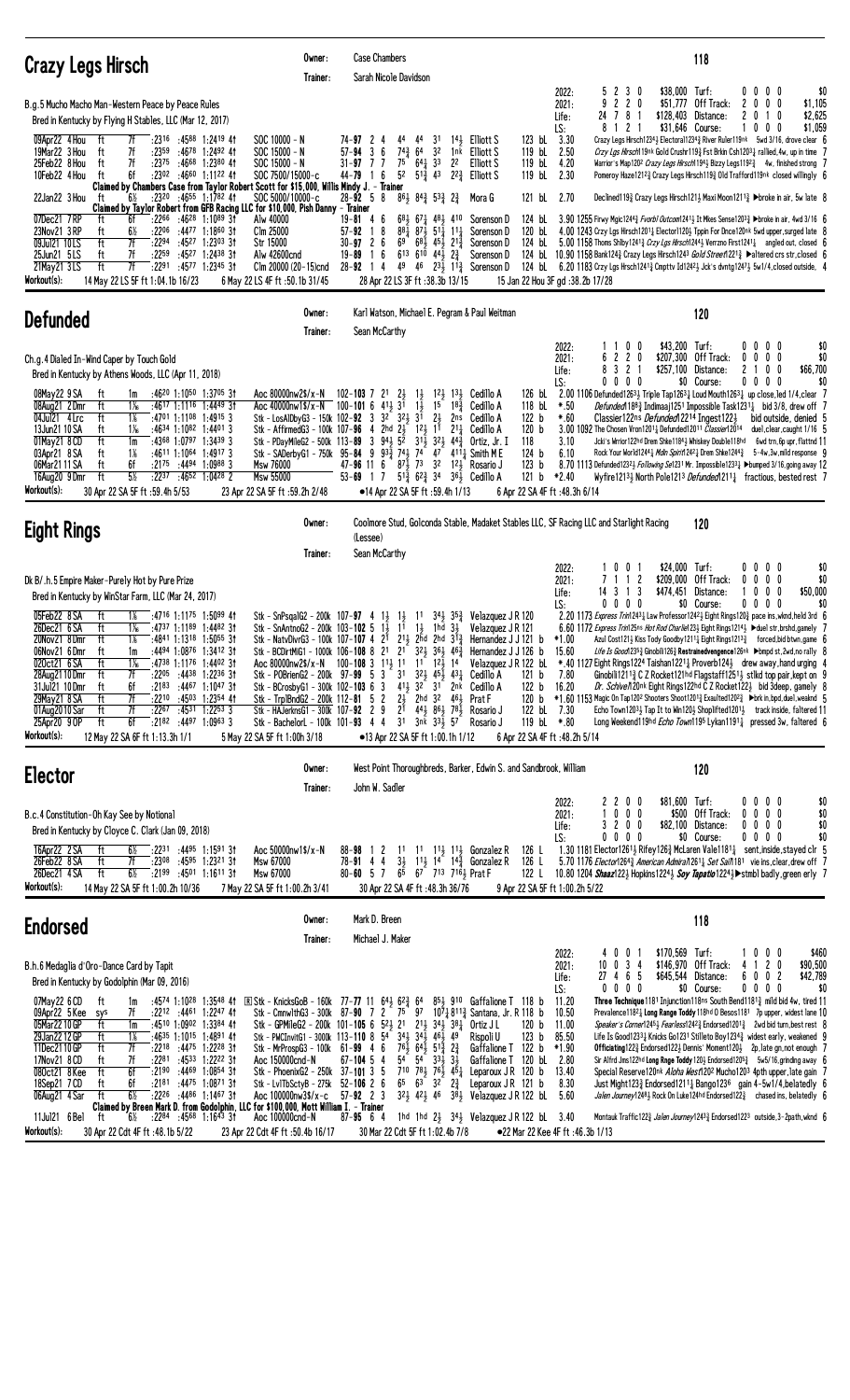## Crazy Legs Hirsch

Owner: Case Chambers
Trainer: Sarah Nicole Davidson

118

B.g.5 Mucho Macho Man-Western Peace by Peace Rules
Bred in Kentucky by Flying H Stables, LLC (Mar 12, 2017)

| | | | | |
|---|---|---|---|---|
| 2022: | 5 2 3 0 | $38,000 | Turf: | 0 0 0 0 $0 |
| 2021: | 9 2 2 0 | $51,777 | Off Track: | 2 0 0 0 $1,105 |
| Life: | 24 7 8 1 | $128,403 | Distance: | 2 0 1 0 $2,625 |
| LS: | 8 1 2 1 | $31,646 | Course: | 1 0 0 0 $1,059 |

| Date | Track | Dist | Cond | Fractions | Race | PP Line | Jockey | Wt | Odds | Comment |
|---|---|---|---|---|---|---|---|---|---|---|
| 09Apr22 4 Hou | ft | 6f | | :2316 :4588 1:2419 4↑ | SOC 10000 - N | 74-97 2 4 4⁴ 4⁴ 3¹ 1¼ | Elliott S | 123 bL | 3.30 | Crazy Legs Hirsch123¼ Electoral123½ River Ruler119nk 5wd 3/16, drove clear 6 |
| 19Mar22 3 Hou | ft | 7f | | :2359 :4678 1:2492 4↑ | SOC 15000 - N | 57-94 3 6 7⁴½ 6⁴ 3² 1nk | Elliott S | 119 bL | 2.50 | Crzy Lgs Hirsch119nk Gold Crushr119½ Fst Brkn Csh1203¼ rallied, 4w, up in time 7 |
| 25Feb22 8 Hou | ft | 7f | | :2375 :4668 1:2380 4↑ | SOC 15000 - N | 31-97 7 7 7⁵ 6⁴½ 3³ 2² | Elliott S | 119 bL | 4.20 | Warrior's Map120² Crazy Legs Hirsch119⁴½ Bizzy Legs119²½ 4w, finished strong 7 |
| 10Feb22 4 Hou | ft | 6f | | :2302 :4660 1:1122 4↑ | SOC 7500/15000-c | 44-79 1 6 5² 5¹½ 4³ 2²¾ | Elliott S | 119 bL | 2.30 | Pomeroy Haze121²½ Crazy Legs Hirsch119½ Old Trafford119nk closed willingly 6 |

Claimed by Chambers Case from Taylor Robert Scott for $15,000, Willis Mindy J. - Trainer

| Date | Track | Dist | Cond | Fractions | Race | PP Line | Jockey | Wt | Odds | Comment |
|---|---|---|---|---|---|---|---|---|---|---|
| 22Jan22 3 Hou | ft | 6½ | | :2320 :4655 1:1782 4↑ | SOC 5000/10000-c | 28-92 5 8 8⁶½ 8⁴¾ 5³¾ 2¾ | Mora G | 121 bL | 2.70 | Declined119¾ Crazy Legs Hirsch121½ Maxi Moon1211½ ▶broke in air, 5w late 8 |

Claimed by Taylor Robert from GFB Racing LLC for $10,000, Pish Danny - Trainer

| Date | Track | Dist | Cond | Fractions | Race | PP Line | Jockey | Wt | Odds | Comment |
|---|---|---|---|---|---|---|---|---|---|---|
| 07Dec21 7 RP | ft | 6f | | :2266 :4628 1:1089 3↑ | Alw 40000 | 19-81 4 6 6⁸½ 6⁷¼ 4⁸½ 4¹⁰ | Sorenson D | 124 bL | 3.90 | 1255 Firwy Mgic124⁴¾ Frorbl Outcom124½ It Mkes Sense1203¾ ▶broke in air, 4wd 3/16 6 |
| 23Nov21 3 RP | ft | 6½ | | :2206 :4477 1:1860 3↑ | Clm 25000 | 57-92 1 8 8⁸¼ 8⁷½ 5¹¼ 1½ | Sorenson D | 120 bL | 4.00 | 1243 Crzy Lgs Hirsch120½ Elector1120½ Tppin For Dnce120nk 5wd upper, surged late 8 |
| 09Jul21 10 LS | ft | 7f | | :2294 :4527 1:2303 3↑ | Str 15000 | 30-97 2 6 6⁹ 6⁸½ 4⁵½ 2¹¾ | Sorenson D | 124 bL | 5.00 | 1158 Thoms Shlby1241¾ Crzy Lgs Hirsch124⁴½ Verrzno First124¹½ angled out, closed 6 |
| 25Jun21 5 LS | ft | 7f | | :2259 :4527 1:2438 3↑ | Alw 42600cnd | 19-89 1 6 6¹³ 6¹⁰ 4⁴½ 2¾ | Sorenson D | 124 bL | 10.90 | 1158 Bank124¾ Crazy Legs Hirsch124³ Gold Street1221¾ ▶altered crs str, closed 6 |
| 21May21 3 LS | ft | 7f | | :2291 :4577 1:2345 3↑ | Clm 20000 (20-15)cnd | 28-92 1 4 4⁹ 4⁶ 2³½ 1¾ | Sorenson D | 124 bL | 6.20 | 1183 Crzy Lgs Hrsch124¹¾ Cmpttv Id124²½ Jck's dvntg124²½ 5w1/4, closed outside, 4 |

Workout(s): 14 May 22 LS 5F ft 1:04.1b 16/23 | 6 May 22 LS 4F ft :50.1b 31/45 | 28 Apr 22 LS 3F ft :38.3b 13/15 | 15 Jan 22 Hou 3F gd :38.2b 17/28

## Defunded

Owner: Karl Watson, Michael E. Pegram & Paul Weitman
Trainer: Sean McCarthy

120

Ch.g.4 Dialed In-Wind Caper by Touch Gold
Bred in Kentucky by Athens Woods, LLC (Apr 11, 2018)

| | | | | |
|---|---|---|---|---|
| 2022: | 1 1 0 0 | $43,200 | Turf: | 0 0 0 0 $0 |
| 2021: | 6 2 2 0 | $207,300 | Off Track: | 0 0 0 0 $0 |
| Life: | 8 3 2 1 | $257,100 | Distance: | 2 1 0 0 $66,700 |
| LS: | 0 0 0 0 | $0 | Course: | 0 0 0 0 $0 |

| Date | Track | Dist | Cond | Fractions | Race | PP Line | Jockey | Wt | Odds | Comment |
|---|---|---|---|---|---|---|---|---|---|---|
| 08May22 9 SA | ft | 1m | | :4620 1:1050 1:3705 3↑ | Aoc 80000nw2$/x-N | 102-103 7 21 2½ 1½ 1²½ 1³½ | Cedillo A | 126 bL | 2.00 | 1106 Defunded126³½ Triple Tap126³¼ Loud Mouth126³¼ up close, led 1/4, clear 7 |
| 08Aug21 2 Dmr | ft | 1⅟₁₆ | | :4617 1:1116 1:4449 3↑ | Aoc 40000nw1$/x-N | 100-101 6 4¹½ 3¹ 1½ 1⁵ 1⁹¾ | Cedillo A | 118 bL | *.50 | Defunded118⁹¾ Indimaaj1251 Impossible Task123¹¼ bid 3/8, drew off 7 |
| 04Jul21 4 Lrc | ft | 1⅛ | | :4701 1:1108 1:4915 3 | Stk - LosAlDbyG3 - 150k 102-92 3 3² 3²½ 3¹ 2½ 2ns | Cedillo A | 122 b | *.60 | Classier122ns Defunded122¹⁴ Ingest122¾ bid outside, denied 5 |
| 13Jun21 10 SA | ft | 1⅟₁₆ | | :4634 1:1082 1:4401 3 | Stk - AffirmedG3 - 100k 107-96 4 2hd 2½ 1²½ 1¹ 2¹¼ | Cedillo A | 120 b | 3.00 | 1092 The Chosen Vron1201¼ Defunded1201¹ Classier120¹⁴ duel, clear, caught 1/16 5 |
| 01May21 8 CD | ft | 1m | | :4368 1:0797 1:3439 3 | Stk - PDayMileG2 - 500k 113-89 3 9⁴½ 5² 3¹½ 3²¼ 4⁴¾ | Ortiz, Jr. I | 118 | 3.10 | Jcki's Wrrior122hd Drem Shke118⁴½ Whiskey Double118hd 6wd trn, 6p upr, flattnd 11 |
| 03Apr21 8 SA | ft | 1⅛ | | :4611 1:1064 1:4917 3 | Stk - SADerbyG1 - 750k 95-84 9 9³¾ 7⁴½ 7⁴ 4⁷ 4¹¹¼ | Smith M E | 124 b | 6.10 | Rock Your World124⁴¼ Mdn Spirit124²½ Drem Shke124⁴½ 5-4w, 3w, mild response 9 |
| 06Mar21 11 SA | ft | 6f | | :2175 :4494 1:0988 3 | Msw 76000 | 47-96 11 6 8⁷½ 7³ 3² 1²½ | Rosario J | 123 b | 8.70 | 1113 Defunded123²½ Following Se1231 Mr. Impossible123³½ ▶bumped 3/16, going away 12 |
| 16Aug20 9 Dmr | ft | 5½ | | :2237 :4652 1:0428 2 | Msw 55000 | 53-69 1 7 5¹½ 6²¾ 3⁴ 3⁶½ | Cedillo A | 121 b | *2.40 | Wyfire121³½ North Pole121³ Defunded1211¼ fractious, bested rest 7 |

Workout(s): 30 Apr 22 SA 5F ft :59.4h 5/53 | 23 Apr 22 SA 5F ft :59.2h 2/48 | ●14 Apr 22 SA 5F ft :59.4h 1/13 | 6 Apr 22 SA 4F ft :48.3h 6/14

## Eight Rings

Owner: Coolmore Stud, Golconda Stables, Madaket Stables LLC, SF Racing LLC and Starlight Racing (Lessee)
Trainer: Sean McCarthy

120

Dk B/.h.5 Empire Maker-Purely Hot by Pure Prize
Bred in Kentucky by WinStar Farm, LLC (Mar 24, 2017)

| | | | | |
|---|---|---|---|---|
| 2022: | 1 0 0 1 | $24,000 | Turf: | 0 0 0 0 $0 |
| 2021: | 7 1 1 2 | $209,000 | Off Track: | 0 0 0 0 $0 |
| Life: | 14 3 1 3 | $474,451 | Distance: | 1 0 0 0 $50,000 |
| LS: | 0 0 0 0 | $0 | Course: | 0 0 0 0 $0 |

| Date | Track | Dist | Cond | Fractions | Race | PP Line | Jockey | Wt | Odds | Comment |
|---|---|---|---|---|---|---|---|---|---|---|
| 05Feb22 8 SA | ft | 1⅛ | | :4716 1:1175 1:5099 4↑ | Stk - SnPsqalG2 - 200k 107-97 4 1½ 1½ 1¹ 3⁴½ 3⁵¾ | Velazquez J R | 120 | 2.20 | 1173 Express Trin124³¼ Law Professor124²½ Eight Rings120¾ pace ins, wknd, held 3rd 6 |
| 26Dec21 6 SA | ft | 1⅟₁₆ | | :4737 1:1189 1:4482 3↑ | Stk - SnAntnoG2 - 200k 103-102 5 1½ 1¹ 1½ 1hd 3½ | Velazquez J R | 121 | 6.60 | 1172 Express Trin125ns Hot Rod Charlie124½ Eight Rings1214½ ▶duel str, brshd, gamely 7 |
| 20Nov21 8 Dmr | ft | 1⅛ | | :4841 1:1318 1:5056 3↑ | Stk - NatvDivrG3 - 100k 107-107 4 2¹ 2¹½ 2hd 2hd 3¹¾ | Hernandez J J | 121 b | *1.00 | Azul Coast121½ Kiss Tody Goodby121¹¼ Eight Rings121³¾ forced bid btwn, game 6 |
| 06Nov21 6 Dmr | ft | 1m | | :4494 1:0876 1:3412 3↑ | Stk - BCDirtMlG1 - 1000k 106-108 8 2¹ 2¹ 3²½ 3⁶½ 4⁶¾ | Hernandez J J | 126 b | 15.60 | Life Is Good123⁵¾ Ginobili126¾ Restrainedvengence126nk ▶bmpd st, 2wd, no rally 8 |
| 02Oct21 6 SA | ft | 1⅟₁₆ | | :4738 1:1176 1:4402 3↑ | Aoc 80000nw2$/x-N | 100-108 3 1¹½ 1¹ 1¹ 1²½ 1⁴ | Velazquez J R | 122 bL | *.40 | 1127 Eight Rings122⁴ Taishan1221¼ Proverb124¾ drew away, hand urging 4 |
| 28Aug21 10 Dmr | ft | 7f | | :2205 :4438 1:2236 3↑ | Stk - POBrienG2 - 200k 97-99 5 3 3¹ 3²½ 4⁵½ 4³¼ | Cedillo A | 121 b | 7.80 | Ginobili121³½ C Z Rocket121hd Flagstaff1251½ stlkd top pair, kept on 9 |
| 31Jul21 10 Dmr | ft | 6f | | :2183 :4467 1:1047 3↑ | Stk - BCrosbyG1 - 300k 102-103 6 3 4¹½ 3² 3¹ 2nk | Cedillo A | 122 b | 16.20 | Dr. Schivel120nk Eight Rings122hd C Z Rocket122½ bid 3deep, gamely 8 |
| 29May21 8 SA | ft | 7f | | :2210 :4503 1:2354 4↑ | Stk - TrplBndG2 - 200k 112-81 5 2 2½ 2hd 3² 4⁶½ | Prat F | 120 b | *1.60 | 1153 Magic On Tap120² Shooters Shoot120¹½ Exaulted120²½ ▶brk in, bpd, duel, wealnd 5 |
| 01Aug20 10 Sar | ft | 7f | | :2267 :4531 1:2253 3 | Stk - HAJerknsG1 - 300k 107-92 2 9 2¹ 4⁴½ 8⁶½ 7⁸½ | Rosario J | 122 bL | 7.30 | Echo Town120³½ Tap It to Win120½ Shoplifted1201½ track inside, faltered 11 |
| 25Apr20 9 OP | ft | 6f | | :2182 :4497 1:0963 3 | Stk - BachelorL - 100k 101-93 4 4 3¹ 3nk 3³½ 5⁷ | Rosario J | 119 bL | *.80 | Long Weekend119hd Echo Town1195 Lykan1191¾ pressed 3w, faltered 6 |

Workout(s): 12 May 22 SA 6F ft 1:13.3h 1/1 | 5 May 22 SA 5F ft 1:00h 3/18 | ●13 Apr 22 SA 5F ft 1:00.1h 1/12 | 6 Apr 22 SA 4F ft :48.2h 5/14

## Elector

Owner: West Point Thoroughbreds, Barker, Edwin S. and Sandbrook, William
Trainer: John W. Sadler

120

B.c.4 Constitution-Oh Kay See by Notional
Bred in Kentucky by Cloyce C. Clark (Jan 09, 2018)

| | | | | |
|---|---|---|---|---|
| 2022: | 2 2 0 0 | $81,600 | Turf: | 0 0 0 0 $0 |
| 2021: | 1 0 0 0 | $500 | Off Track: | 0 0 0 0 $0 |
| Life: | 3 2 0 0 | $82,100 | Distance: | 0 0 0 0 $0 |
| LS: | 0 0 0 0 | $0 | Course: | 0 0 0 0 $0 |

| Date | Track | Dist | Cond | Fractions | Race | PP Line | Jockey | Wt | Odds | Comment |
|---|---|---|---|---|---|---|---|---|---|---|
| 16Apr22 2 SA | ft | 6½ | | :2231 :4495 1:1581 3↑ | Aoc 50000nw1$/x-N | 88-98 1 2 1¹ 1¹ 1¹½ 1¹½ | Gonzalez R | 126 L | 1.30 | 1181 Elector126¹½ Rifey126²¾ McLaren Vale118¹¾ sent, inside, stayed clr 5 |
| 26Feb22 8 SA | ft | 7f | | :2308 :4595 1:2321 3↑ | Msw 67000 | 78-91 4 4 3½ 1¹½ 1⁴ 1⁴¾ | Gonzalez R | 126 L | 5.70 | 1176 Elector126⁴¾ American Admiral1261½ Set Sail118¹ vie ins, clear, drew off 7 |
| 26Dec21 4 SA | ft | 6f | | :2199 :4501 1:1611 3↑ | Msw 67000 | 80-60 5 7 6⁵ 6⁷ 7¹³ 7¹⁶½ | Prat F | 122 L | 10.80 | 1204 Shaazl22½ Hopkins122⁴½ Soy Tapatio122⁴½ ▶stmbl badly, green erly 7 |

Workout(s): 14 May 22 SA 5F ft 1:00.2h 10/36 | 7 May 22 SA 5F ft 1:00.2h 3/41 | 30 Apr 22 SA 4F ft :48.3h 36/76 | 9 Apr 22 SA 5F ft 1:00.2h 5/22

## Endorsed

Owner: Mark D. Breen
Trainer: Michael J. Maker

118

B.h.6 Medaglia d'Oro-Dance Card by Tapit
Bred in Kentucky by Godolphin (Mar 09, 2016)

| | | | | |
|---|---|---|---|---|
| 2022: | 4 0 0 1 | $170,569 | Turf: | 1 0 0 0 $460 |
| 2021: | 10 0 3 4 | $146,970 | Off Track: | 4 1 2 0 $90,500 |
| Life: | 27 4 6 5 | $645,544 | Distance: | 6 0 0 2 $42,789 |
| LS: | 0 0 0 0 | $0 | Course: | 0 0 0 0 $0 |

| Date | Track | Dist | Cond | Fractions | Race | PP Line | Jockey | Wt | Odds | Comment |
|---|---|---|---|---|---|---|---|---|---|---|
| 07May22 6 CD | ft | 1m | | :4574 1:1028 1:3548 4↑ | Ⓢ Stk - KnicksGoB - 160k 77-77 11 6⁴½ 6²¾ 6⁴ 8⁵½ 9¹⁰ | Gaffalione T | 118 b | 11.20 | Three Technique118¹ Injunction118ns South Bend118¹½ mild bid 4w, tired 11 |
| 09Apr22 5 Kee | sys | 7f | | :2212 :4461 1:2247 4↑ | Stk - CmnwlthG3 - 300k 87-90 7 2 7⁵ 9⁷ 10⁷½ 8¹¹¾ | Santana, Jr. R | 118 b | 10.50 | Prevalence118²½ Long Range Toddy118hd O Besos118¹ 7p upper, widest lane 10 |
| 05Mar22 10 GP | ft | 1m | | :4510 1:0902 1:3384 4↑ | Stk - GPMileG2 - 200k 101-105 6 5²½ 2¹ 2¹½ 3⁴½ 3⁸¼ | Ortiz J L | 120 b | 11.00 | Speaker's Corner124⁵½ Fearless124²¾ Endorsed120¹½ 2wd bid turn, best rest 8 |
| 29Jan22 12 GP | ft | 1⅛ | | :4635 1:1015 1:4891 4↑ | Stk - PWCInvitG1 - 3000k 113-110 8 5⁴ 3⁴½ 3⁴½ 4⁶½ 4⁹ | Rispoli U | 123 b | 85.50 | Life Is Good123³¾ Knicks Go123¹ Stilleto Boy123⁴¾ widest early, weakened 9 |
| 11Dec21 10 GP | ft | 7f | | :2218 :4475 1:2228 3↑ | Stk - MrProspG3 - 100k 61-99 4 6 7⁶½ 6⁴½ 5¹½ 2¾ | Gaffalione T | 122 b | *1.90 | Officiating122¾ Endorsed122¾ Dennis' Moment120½ 2p, late gn, not enough 7 |
| 17Nov21 8 CD | ft | 7f | | :2281 :4533 1:2222 3↑ | Aoc 150000cnd-N | 67-104 5 4 5⁴ 5⁴ 3³½ 3½ | Gaffalione T | 120 bL | 2.80 | Sir Alfred Jms122hd Long Range Toddy120½ Endorsed120³¼ 5w5/16, grinding away 6 |
| 08Oct21 8 Kee | ft | 6f | | :2190 :4469 1:0854 3↑ | Stk - PhoenixG2 - 250k 37-101 3 5 7¹⁰ 7⁸½ 7⁶½ 4⁵¼ | Leparoux J R | 120 b | 13.40 | Special Reserve120nk Aloha West120² Mucho120³ 4pth upper, late gain 7 |
| 18Sep21 7 CD | ft | 6f | | :2181 :4475 1:0871 3↑ | Stk - LvlTbSctyB - 275k 52-106 2 6 6⁵ 6³ 3² 2¾ | Leparoux J R | 121 b | 8.30 | Just Might123¾ Endorsed121¹½ Bango123⁶ gain 4-5w1/4, belatedly 6 |
| 06Aug21 4 Sar | ft | 6½ | | :2226 :4486 1:1467 3↑ | Aoc 100000nw3$/x-c | 57-92 2 3 3²½ 4²½ 4⁶ 3⁸½ | Velazquez J R | 122 bL | 5.60 | Jalen Journey124⁴½ Rock On Luke124hd Endorsed122⁴ chased ins, belatedly 6 |

Claimed by Breen Mark D. from Godolphin, LLC for $100,000, Mott William I. - Trainer

| Date | Track | Dist | Cond | Fractions | Race | PP Line | Jockey | Wt | Odds | Comment |
|---|---|---|---|---|---|---|---|---|---|---|
| 11Jul21 6 Bel | ft | 6½ | | :2284 :4568 1:1643 3↑ | Aoc 100000cnd-N | 87-95 6 4 1hd 1hd 2½ 3⁴½ | Velazquez J R | 122 bL | 3.40 | Montauk Traffic122¾ Jalen Journey124³¾ Endorsed122³ outside, 3-2path, wind 6 |

Workout(s): 30 Apr 22 Cdt 4F ft :48.1b 5/22 | 23 Apr 22 Cdt 4F ft :50.4b 16/17 | 30 Mar 22 Cdt 5F ft 1:02.4b 7/8 | ●22 Mar 22 Kee 4F ft :46.3b 1/13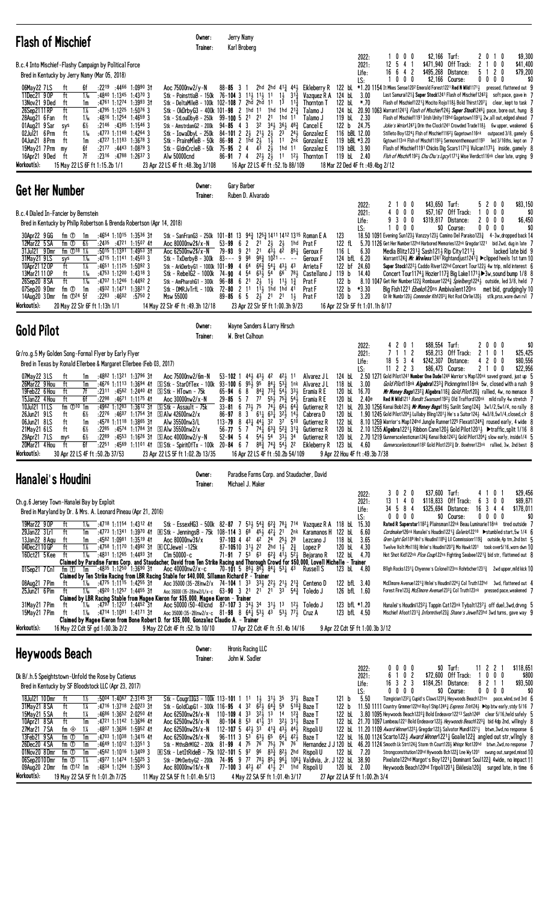## Flash of Mischief

Owner: Jerry Namy
Trainer: Karl Broberg

B.c.4 Into Mischief–Flashy Campaign by Political Force
Bred in Kentucky by Jerry Namy (Mar 05, 2018)

| | Starts | 1st | 2nd | 3rd | Earnings | | Starts | 1st | 2nd | 3rd | Earnings |
|---|---|---|---|---|---|---|---|---|---|---|---|
| 2022: | 1 | 0 | 0 | 0 | $2,166 | Turf: | 2 | 0 | 1 | 0 | $9,300 |
| 2021: | 12 | 5 | 4 | 1 | $471,940 | Off Track: | 2 | 1 | 0 | 0 | $41,400 |
| Life: | 16 | 6 | 4 | 2 | $495,268 | Distance: | 5 | 1 | 2 | 0 | $79,200 |
| LS: | 1 | 0 | 0 | 0 | $2,166 | Course: | 0 | 0 | 0 | 0 | $0 |

06May22 7LS ft 6f :2219 :4466 1:0990 3↑ Aoc 75000nw2/y-N 88–85 3 1 2hd 2hd 41½ 44½ Eikleberry R 122 bL *1.20 1154 It Mkes Sense120² Emerald Forest121 Red N Wild1171½ pressed, flattened out 9
11Dec21 9OP ft 1⅛ :4840 1:1345 1:4370 3 Stk - PoinsttiaB - 150k 76–104 3 11½ 11½ 11 1½ 31¾ Vazquez R A 124 bL 3.00 Last Samurai121½ Super Stock124¹ Flash of Mischief124²¼ soft pace, gave in 7
13Nov21 9Ded ft 1m :4761 1:1274 1:3993 3↑ Stk - DeltaMileB - 100k 102–108 7 2hd 2hd 11 13 11¾ Thornton T 122 bL *.70 Flash of Mischief122½ Mocito Rojo118½ Bold Thirst120⁷¼ clear, kept to task 7
25Sep21 11RP ft 1⅛ :4795 1:1225 1:5076 3 Stk - OkDrbyG3 - 400k 101–98 2 1hd 11 1hd 1hd 21¾ Talamo J 124 bL 20.90 1063 Warrant1241¾ Flash of Mischief124½ Super Stock1248½ pace, bore out, hung 8
28Aug21 6Fan ft 1⅛ :4816 1:1254 1:4659 3 Stk - StLouDbyB - 250k 99–100 5 21 21 21 1hd 11 Talamo J 119 bL 2.30 Flash of Mischief1191 Irish Unity119hd Gagetown1191¼ 2w,all out,edged ahead 7
01Aug21 9Sar sys 6½ :2146 :4385 1:1546 3 Stk - AmstrdamG2 - 200k 94–85 4 3 32 34½ 36¼ 48¾ Cancel E 122 b 24.75 Jackie's Warrior1247¼ Drain the Clock124¹ Crowded Trade118½ 6w upper, weakened 6
02Jul21 6Prm ft 1⅛ :4773 1:1148 1:4264 3 Stk - IowaDbyL - 250k 84–101 2 2½ 21½ 2½ 23 24½ Gonzalez E 116 bBL 12.00 Stilleto Boy122⁴½ Flsh of Mischief116²½ Gagetown116nk outpaced 3/8, gamely 6
04Jun21 8Prm ft 1m :4727 1:1183 1:3678 3 Stk - PraireMleB - 50k 86–98 2 1hd 2½ 1½ 11 2nk Gonzalez E 119 bBL *3.20 Ggtown113nk Flsh of Mischif1193 Sermonnthemount1193 led 3/16ths, kept on 7
15May21 7Prm my 6f :2177 :4443 1:0879 3 Stk - GldnCrcleB - 50k 75–95 2 4 43 2½ 1hd 11 Gonzalez E 119 bBL 3.90 Flash of Mischief1191 Chicks Dig Scars1171¾ Vulcan1173¼ inside, gamely 8
16Apr21 9Ded ft 7f :2316 :4788 1:2637 3 Alw 50000cnd 86–91 7 4 22½ 2½ 11 12½ Thornton T 119 bL 2.40 Flsh of Mischif1192½ Chu Chu's Lgcy1171¼ Wise Verdict116nk clear late, urging 9

Workout(s): 15 May 22 LS 6F ft 1:15.2b 1/1 · 23 Apr 22 LS 4F ft :48.3bg 3/108 · 16 Apr 22 LS 4F ft :52.1b 88/109 · 18 Mar 22 Ded 4F ft :49.4bg 2/12

## Get Her Number

Owner: Gary Barber
Trainer: Ruben D. Alvarado

B.c.4 Dialed In–Fancier by Bernstein
Bred in Kentucky by Philip Robertson & Brenda Robertson (Apr 14, 2018)

| | Starts | 1st | 2nd | 3rd | Earnings | | Starts | 1st | 2nd | 3rd | Earnings |
|---|---|---|---|---|---|---|---|---|---|---|---|
| 2022: | 2 | 1 | 0 | 0 | $43,650 | Turf: | 5 | 2 | 0 | 0 | $83,150 |
| 2021: | 4 | 0 | 0 | 0 | $57,167 | Off Track: | 1 | 0 | 0 | 0 | $0 |
| Life: | 9 | 3 | 0 | 0 | $319,817 | Distance: | 2 | 0 | 0 | 0 | $6,450 |
| LS: | 1 | 0 | 0 | 0 | $0 | Course: | 0 | 0 | 0 | 0 | $0 |

30Apr22 9GG fm Ⓣ 1m :4654 1:1015 1:3536 3↑ Stk - SanFranG3 - 250k 101–81 13 94¾ 125¾ 1411 1412 1315 Roman E A 123 18.50 1091 Evening Sun123¾ Vanzzy123½ Camino Del Paraiso123¾ 4-3w,dropped back 14
12Mar22 5SA fm Ⓣ 6½ :2435 :4721 1:1507 4↑ Aoc 80000nw2$/x-N 53–99 6 2 21 2½ 2½ 1hd Prat F 122 fL 5.70 1126 Get Her Number122hd Harbored Memories122nk Gregdar122¹ bid 2wd, dug in late 7
31Jul21 9Dmr fm Ⓣ18 1⅛ :5015 1:1391 1:4953 3↑ Aoc 62500nw2$/x-N 79–93 9 21 21 43½ 42 85¼ Geroux F 116 L 6.30 Media Blitz1231¾ Sash121½ Rip City1211¼ lacked late bid 9
31May21 9LS sys 1⅛ :4715 1:1141 1:4503 3 Stk - TxDerbyB - 300k 83– – 9 98 99¾ 1021 – – – – Geroux F 124 bfL 6.20 Warrant124¾ Mr Wireless1241 Rightandjust1241¼ ▶clipped heels 1st turn 10
10Apr21 12OP ft 1⅛ :4651 1:1125 1:5092 3 Stk - ArkDerbyG1 - 1000k 101–99 4 64 66¾ 54¼ 43¼ 43 Arrieta F 122 bf 24.60 Super Stock1222¼ Caddo River122hd Concert Tour122½ 4w trip, mild interest 6
13Mar21 11OP ft 1⅛ :4753 1:1200 1:4318 3 Stk - RebelG2 - 1000k 74–90 4 54 63½ 54 66 78½ Castellano J 119 b 14.40 Concert Tour1174¼ Hozier117¾ Big Lake1171¼ ▶3w,sound bump 1/8 8
26Sep20 8SA ft 1⅛ :4707 1:1246 1:4492 2 Stk - AmPharohG1 - 300k 96–88 6 21 2½ 1½ 11½ 1¾ Prat F 122 b 8.10 1047 Get Her Number122¾ Rombauer1224¾ Spielberg1224½ outside, led 3/8, held 7
07Sep20 9Dmr fm Ⓣ 1m :4932 1:1471 1:3821 2 Stk - DMRJvTrfL - 100k 72–80 2 11 11½ 1hd 1hd 41 Prat F 122 b *3.30 Big Fish1221 Ebeko120ns Ambivalent120ns met bid, grudgingly 10
14Aug20 3Dmr fm Ⓣ24 5f :2283 :4602 :5750 2 Msw 55000 89–85 6 5 2½ 21 21 1½ Prat F 120 b 3.20 Gt Hr Numbr120½ Commnder Khl120¾ Hot Rod Chrlie120½ stlk,prss,wore dwn rvl 7

Workout(s): 20 May 22 SA 5F ft 1:13h 1/1 · 14 May 22 SA 4F ft :49.3h 12/18 · 23 Apr 22 SA 5F ft 1:00.3h 9/23 · 16 Apr 22 SA 5F ft 1:01.1h 8/17

## Gold Pilot

Owner: Wayne Sanders & Larry Hirsch
Trainer: W. Bret Calhoun

Gr/ro.g.5 My Golden Song–Formal Flyer by Early Flyer
Bred in Texas by Ronald Ellerbee & Margaret Ellerbee (Feb 03, 2017)

| | Starts | 1st | 2nd | 3rd | Earnings | | Starts | 1st | 2nd | 3rd | Earnings |
|---|---|---|---|---|---|---|---|---|---|---|---|
| 2022: | 4 | 2 | 0 | 1 | $88,554 | Turf: | 2 | 0 | 0 | 0 | $0 |
| 2021: | 7 | 1 | 1 | 2 | $58,213 | Off Track: | 2 | 1 | 0 | 1 | $25,425 |
| Life: | 18 | 5 | 3 | 4 | $242,307 | Distance: | 4 | 2 | 0 | 0 | $80,556 |
| LS: | 11 | 2 | 2 | 3 | $86,473 | Course: | 2 | 1 | 0 | 0 | $22,956 |

07May22 3LS ft 1m :4882 1:1321 1:3796 3↑ Aoc 75000nw2/6m-N 53–102 1 44½ 43½ 42 42½ 11 Alvarez J L 124 bL 2.50 1271 Gold Pilot124¹ Number One Dude124⁶ Warrior's Map120nk saved ground, just up 5
26Mar22 9Hou ft 1m :4676 1:1113 1:3694 4↑ Ⓢ Stk - StarOfTex - 100k 93–100 6 96¾ 95 84¼ 53¼ 1nk Alvarez J L 118 bL 3.00 Gold Pilot118nk Algebra1233¾ Picknngrinn118nk 5w, closed with a rush 9
19Feb22 6Hou ft 7f :2311 :4562 1:2440 4↑ Ⓢ Stk - HTown - 75k 65–94 6 8 84¾ 73¾ 54½ 33½ Eramia R E 120 bL 16.70 Mr Money Bags1233¾ Algebra118¾ Gold Pilot120¾ rallied, 4w, no menace 8
15Jan22 4Hou ft 6f :2298 :4671 1:1175 4↑ Aoc 30000nw2/x-N 29–85 5 7 77 55½ 75¾ 54¾ Eramia R E 120 bL 2.40e Red N Wild1211 Bandit Swanson1192½ Old Trafford120nk mild rally 4w stretch 7
11Jun21 11LS fm Ⓣ10 1m :4962 1:1283 1:3612 3↑ Ⓢ Stk - Assault - 75k 33–81 6 73¾ 75 74½ 66¾ 64¾ Gutierrez R 121 bL 20.30 1256 Kenai Bob121¾ Mr Money Bags119½ Sunlit Song124¾ 3w1/2,5w1/4, no rally 8
26Jun21 9LS ft 6½ :2276 :4607 1:1754 3↑ Ⓢ Alw 42600nw2/x 86–97 8 3 61½ 63¼ 32½ 14½ Cabrera D 120 bL 1.90 1245 Gold Pilot1204½ Lullaby Bling1201½ He's a Suitor124¾ 4w3/8,5w1/4,closed,clr 8
06Jun21 8LS ft 1m :4578 1:1118 1:3865 3↑ Alw 35500nw3/L 113–79 8 43¼ 44½ 32 37 510 Gutierrez R 122 bL 8.10 1259 Warrior's Map124hd Jungle Runner122⁵ Flexati1244¾ roused early, 4 wide 8
21May21 6LS ft 6½ :2285 :4574 1:1784 3↑ Ⓢ Alw 35500nw2/x 56–77 5 7 74¼ 63¾ 52¾ 31¾ Gutierrez R 120 bL 2.10 1255 Algebra1221¼ Ribbon Cane120¾ Gold Pilot1201½ ▶traffic,split 1/16 8
29Apr21 7LS mys 6½ :2289 :4553 1:1626 3↑ Ⓢ Aoc 40000nw2/y-N 52–94 5 4 54½ 54 33½ 34 Gutierrez R 120 bL 2.70 1219 Gunnerscelestiaman124¾ Kenai Bob1241½ Gold Pilot1204½ slow early, inside1/4 5
20Mar21 4Hou ft 6f :2251 :4569 1:1101 4↑ Ⓢ Stk - SpiritOfTx - 100k 20–84 6 7 88¾ 74¾ 54¾ 22 Eikleberry R 123 bL 4.60 Gunnerscelestiaman1182 Gold Pilot1232¾ Dr. Boehner123nk rallied, 3w, 2nd best 8

Workout(s): 30 Apr 22 LS 4F ft :50.2b 37/53 · 23 Apr 22 LS 5F ft 1:02.2b 13/35 · 16 Apr 22 LS 4F ft :50.2b 54/109 · 9 Apr 22 Hou 4F ft :49.3b 7/38

## Hanalei's Houdini

Owner: Paradise Farms Corp. and Staudacher, David
Trainer: Michael J. Maker

Ch.g.6 Jersey Town–Hanalei Bay by Exploit
Bred in Maryland by Dr. & Mrs. A. Leonard Pineau (Apr 21, 2016)

| | Starts | 1st | 2nd | 3rd | Earnings | | Starts | 1st | 2nd | 3rd | Earnings |
|---|---|---|---|---|---|---|---|---|---|---|---|
| 2022: | 3 | 0 | 2 | 0 | $37,600 | Turf: | 4 | 1 | 0 | 1 | $29,456 |
| 2021: | 13 | 1 | 4 | 0 | $118,833 | Off Track: | 6 | 3 | 0 | 0 | $89,871 |
| Life: | 34 | 5 | 8 | 4 | $325,694 | Distance: | 16 | 3 | 4 | 4 | $178,011 |
| LS: | 0 | 0 | 0 | 0 | $0 | Course: | 0 | 0 | 0 | 0 | $0 |

19Mar22 9OP ft 1⅛ :4718 1:1154 1:4312 4↑ Stk - EssexHG3 - 500k 82–87 7 53½ 54¾ 62¾ 78¼ 714 Vazquez R A 118 bL 15.30 Rated R Superstar118²¼ Plainsman122nk Beau Luminarie118nk tired outside 7
29Jan22 3Lrl ft 1m :4773 1:1341 1:3970 4↑ Ⓡ Stk - JenningsB - 75k 108–114 3 68 45½ 42½ 21 2nk Karamanos H 122 bL 6.60 Cordmaker126nk Hanalei's Houdini122¹½ Galerio122¹⁰ ▶stumbled start,5w 1/4 6
13Jan22 8Aqu ft 1m :4582 1:0981 1:3519 4↑ Aoc 80000nw3$/x 97–103 4 42 42 24 25½ 29 Lezcano J 118 bL 3.65 Gren Lght Go118⁹ Hnl's Houdini118⁹½ Lil Commissionr119¾ outside,4p tm,2nd bst 5
04Dec21 10GP ft 1⅛ :4758 1:1170 1:4992 3↑ Ⓡ CCJewel -125k 87–105 10 31½ 22 2hd 1½ 2¾ Lopez P 120 bL 4.30 Twelve Volt Mn118¾ Hnlei's Houdini120²½ Mo Hawk120¹ took over5/16,worn dwn 10
16Oct21 5Kee ft 1⅛ :4831 1:1265 1:4493 3↑ Clm 50000-c 71–91 7 53 63 62¾ 41½ 52¼ Bejarano R 122 bL 4.70 Hot Shot Kid122nk Plce Coup122ns Fighting Seabee1221½ bid str, flattened out 8

Claimed by Paradise Farms Corp. and Staudacher, David from Ten Strike Racing and Thorough Crowd for $50,000, Lovell Michelle – Trainer

01Sep21 7Cnl fm Ⓣ 1m :4835 1:1250 1:3690 3↑ Aoc 40000nw2/x-c 70–101 5 86½ 86½ 84¼ 53¼ 43 Russell S 123 bL 4.80 Bllgh Rocks1231¼ Cheyenne's Colonel123ns Rohrbcher1231¾ 2wd upper,mild kick 10

Claimed by Ten Strike Racing from LGR Racing Stable for $40,000, Sillaman Richard P. – Trainer

08Aug21 7Pim ft 1⅛ :4775 1:1115 1:4255 3↑ Aoc 35000 (35–28)nw2/x 74–104 1 33 33½ 22½ 21½ 21¾ Centeno D 122 bfL 3.40 McElmore Avenue1221¾ Hnlei's Houdini1224¾ Col Truth122hd 3wd, flattened out 4
25Jun21 6Pim ft 1⅛ :4920 1:1257 1:4455 3↑ Aoc 35000 (35–28)nw2/L/x-c 63–90 3 21 21 21 33 54¾ Toledo J 126 bfL 1.60 Forest Fire123¾ McElmore Avenue1233¾ Col Truth123nk pressed pace,weakened 7

Claimed by LBR Racing Stable from Magee Kieron for $35,000, Magee Kieron – Trainer

31May21 7Pim ft 1⅛ :4797 1:1227 1:4452 3↑ Aoc 50000 (50–40)cnd 87–107 3 34½ 34 31½ 13 12½ Toledo J 123 bfL *1.20 Hanalei's Houdini1232½ Tappin Cat123nk Tybalt1237¼ off duel,3wd,drvng 5
15May21 7Pim ft 1⅛ :4714 1:1091 1:4171 3↑ Aoc 35000 (35–28)nw2/x-c 81–98 8 64½ 53½ 43 53½ 77½ Cruz A 123 bfL 4.50 Mischief Afoot1231¾ Informtive123¾ Shane's Jewel123hd 3wd turns, gave way 9

Claimed by Magee Kieron from Bone Robert D. for $35,000, Gonzalez Claudio A. – Trainer

Workout(s): 16 May 22 Cdt 5F gd 1:00.3b 2/2 · 9 May 22 Cdt 4F ft :52.1b 10/10 · 17 Apr 22 Cdt 4F ft :51.4b 14/16 · 9 Apr 22 Cdt 5F ft 1:00.3b 3/13

## Heywoods Beach

Owner: Hronis Racing LLC
Trainer: John W. Sadler

Dk B/.h.5 Speightstown–Unfold the Rose by Catienus
Bred in Kentucky by SF Bloodstock LLC (Apr 23, 2017)

| | Starts | 1st | 2nd | 3rd | Earnings | | Starts | 1st | 2nd | 3rd | Earnings |
|---|---|---|---|---|---|---|---|---|---|---|---|
| 2022: | 0 | 0 | 0 | 0 | $0 | Turf: | 11 | 2 | 2 | 1 | $118,651 |
| 2021: | 6 | 1 | 0 | 2 | $72,600 | Off Track: | 1 | 0 | 0 | 0 | $800 |
| Life: | 16 | 3 | 2 | 3 | $184,251 | Distance: | 8 | 2 | 1 | 1 | $93,500 |
| LS: | 0 | 0 | 0 | 0 | $0 | Course: | 0 | 0 | 0 | 0 | $0 |

18Jul21 10Dmr ft 1⅛ :5004 1:4067 2:3145 3↑ Stk - CougarIIG3 - 100k 113–101 1 11 1½ 31½ 35 37½ Baze T 121 b 5.50 Tizmgician1232¼ Cupid's Claws1234½ Heywoods Beach121ns pace,wknd,svd 3rd 6
31May21 8SA ft 1½ :4716 1:3718 2:0223 3↑ Stk - GoldCupG1 - 300k 116–95 4 32 62¾ 64¾ 59 510¾ Baze T 122 b 11.50 1111 Country Grammer122hd Royl Ship124⁶¼ Express Trin124½ ▶bp btw early, stdy 5/16 7
15May21 5SA ft 1¼ :4686 1:3652 2:0250 4↑ Aoc 62500nw2$/x-N 110–109 4 33 32½ 13 14 12¾ Baze T 122 bL 3.80 1095 Heywoods Beach1222¾ Bold Endeavor1221½ Sash124⁶ clear 5/16,held safely 5
10Apr21 8SA ft 1⅛ :4721 1:1142 1:3696 4↑ Aoc 62500nw2$/x-N 80–104 8 53 41¾ 31 32¾ 31½ Baze T 122 bL 21.70 1097 Lambeau122¹ Bold Endeavor122½ Heywoods Beach122¾ bid 4dp 2nd, willingly 8
27Mar21 7SA fm ⊕ 1¼ :4807 1:3606 1:5952 4↑ Aoc 62500nw2$/x-N 112–107 5 42½ 33 41¾ 43½ 44½ Rispoli U 122 bL 11.20 1109 Award Winner122²½ Gregdar122½ Salvator Mundi122¹½ btwn,3wd,no response 6
13Feb21 9SA fm Ⓣ 1m :4703 1:1038 1:3415 4↑ Aoc 62500nw2$/x-N 96–111 3 53 63½ 65 64¼ 42½ Baze T 122 bL 16.00 1124 Scarto122½ Award Winner122¹¼ Goalie122¾ angled out str,wllngly 8
26Dec20 4SA fm Ⓣ 1m :4649 1:1012 1:3351 3 Stk - MthsBrMIG2 - 200k 81–99 4 75 76 75½ 76 76 Hernandez J J 120 bL 46.20 1124 Smooth Lk Strt124¾ Storm th Court120½ Whispr Not120hd btwn,2wd,no response 7
01Nov20 8Dmr fm Ⓣ 1m :4562 1:1016 1:3409 3 Ⓡ Stk - LetItRideB - 75k 102–101 5 97 96 83¾ 82¼ 2hd Rispoli U 122 bL 7.20 Strongconstitution120hd Heywoods Bch122¾ Lne Wy120¹ swung out,surged,missd 10
06Sep20 10Dmr fm Ⓣ 1⅛ :4977 1:1474 1:5025 3 Stk - DMrDerbyG2 - 200k 74–95 9 77 78½ 85½ 96¼ 106¾ Valdivia, Jr. J 122 bL 38.90 Pixelate122hd Margot's Boy1221¼ Dominant Soul122¼ 4wide, no impact 11
09Aug20 2Dmr fm Ⓣ12 1m :4834 1:1284 1:3590 3 Aoc 80000nw1$/x-N 77–100 3 42½ 42 41½ 21 1hd Rispoli U 120 bL 2.00 Heywoods Beach120hd Tripoli1201¼ Ekklesia120¾ surged late, in time 6

Workout(s): 19 May 22 SA 5F ft 1:01.2h 7/25 · 11 May 22 SA 4F ft 1:01.4h 5/13 · 4 May 22 SA 5F ft 1:01.4h 3/17 · 27 Apr 22 LA 5F ft 1:00.2h 3/4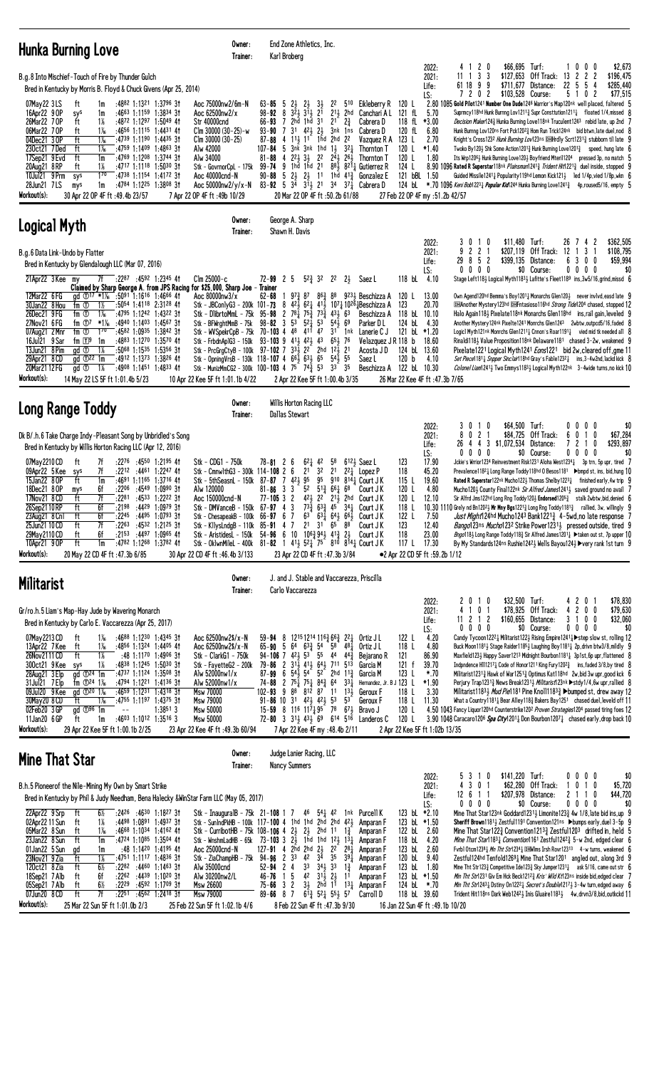## Hunka Burning Love

Owner: End Zone Athletics, Inc.
Trainer: Karl Broberg

B.g.8 Into Mischief-Touch of Fire by Thunder Gulch
Bred in Kentucky by Morris B. Floyd & Chuck Givens (Apr 25, 2014)

| | | | | | | |
|---|---|---|---|---|---|---|
| 2022: | 4 1 2 0 | $66,695 | Turf: | 1 0 0 0 | $2,673 |
| 2021: | 11 1 3 3 | $127,653 | Off Track: | 13 2 2 2 | $196,475 |
| Life: | 61 18 9 9 | $711,677 | Distance: | 22 5 5 4 | $285,440 |
| LS: | 7 2 0 2 | $103,528 | Course: | 5 1 0 2 | $77,515 |

```
07May22 3LS  ft  1m  :4882 1:1321 1:3796 3↑ Aoc 75000nw2/6m-N  63-85 5 2½ 2½ 3½ 22 510  Eikleberry R 120 L  2.80 1085 Gold Pilot1241 Number One Dude1246 Warrior's Map120nk well placed, faltered 5
16Apr22 9OP  sys 1m  :4663 1:1159 1:3834 3↑ Aoc 62500nw2/x  98-92 8 32½ 31½ 21 21½ 2hd Canchari A L 121 fL  5.70  Suprmcy118hd Hunk Burnng Lov1211¾ Supr Constitution1211¼ floated 1/4,missed 8
26Mar22 7OP  ft  1⅛  :4872 1:1297 1:5049 4↑ Str 40000cnd      66-93 7 2hd 1hd 31 21 2¾  Cabrera D 118 fL *3.00  Decision Maker124¾ Hunka Burning Love118nk Truculent1243 rebid late, up 2nd 7
06Mar22 7OP  ft  1⅙  :4656 1:1115 1:4431 4↑ Clm 30000 (30-25)-w 93-90 7 31 42½ 2½ 33½ 1ns Cabrera D 120 fL  6.80  Hunk Burnng Lov120ns Fort Pck120²½ Hom Run Trick124nk bid btwn,late duel,nod 8
04Dec21 3OP  ft  1⅙  :4739 1:1190 1:4435 3↑ Clm 30000 (30-25) 87-88 4 11½ 11 1hd 2hd 22  Vazquez R A 123 L  2.70  Knight's Cross123² Hunk Burnng Lov123ns Hrdly Scrt1231¾ stubborn til late 9
23Oct21 7Ded ft  1⅙  :4759 1:1409 1:4663 3↑ Alw 42000         107-84 5 3nk 3nk 1hd 1½ 32¼ Thornton T 120 L *1.40  Twoko By120½ Shk Some Action120¾ Hunk Burnng Lov120¾ speed, hung late 6
17Sep21 9Evd ft  1m  :4769 1:1208 1:3744 3↑ Alw 34000         81-88 4 42½ 3½ 22 24½ 26½ Thornton T 120 L  1.80  Its Wrp120²½ Hunk Burning Love120½ Boyfriend Mteril1204 pressed 3p, no match 5
20Aug21 8RP  ft  1⅙  :4717 1:1118 1:5030 3↑ Stk - GovrnorCpL - 175k 99-74 9 1hd 1hd 21 88½ 821¼ Gutierrez R 124 L  8.90 1096 Rated R Superstar118nk Plainsman124½ Trident Hit121¾ duel inside, stopped 9
10Jul21 9Prm sys 170 :4738 1:1154 1:4172 3↑ Aoc 40000cnd-N   90-88 5 2½ 2½ 11 1hd 41¾ Gonzalez E 121 bBL 1.50  Guided Missile1241¾ Popularity119hd Lemon Kick121½ led 1/4p,vied 1/8p,wkn 6
28Jun21 7LS  mys 1m  :4784 1:1225 1:3808 3↑ Aoc 50000nw2/y/x-N 83-92 5 34 31½ 21 34 37¾ Cabrera D 124 bL *.70 1096 Keni Bob123¾ Popular Kid1244 Hunka Burning Love1241¾ 4p,roused5/16, empty 5
Workout(s):  30 Apr 22 OP 4F ft :49.4b 23/57   7 Apr 22 OP 4F ft :49b 10/29   20 Mar 22 OP 4F ft :50.2b 61/88   27 Feb 22 OP 4F my :51.2b 42/57
```

## Logical Myth

Owner: George A. Sharp
Trainer: Shawn H. Davis

B.g.6 Data Link-Undo by Flatter
Bred in Kentucky by Glendalough LLC (Mar 07, 2016)

| | | | | | | |
|---|---|---|---|---|---|---|
| 2022: | 3 0 1 0 | $11,480 | Turf: | 26 7 4 2 | $362,505 |
| 2021: | 9 2 2 1 | $207,119 | Off Track: | 12 1 3 1 | $108,795 |
| Life: | 29 8 5 2 | $399,135 | Distance: | 6 3 0 0 | $59,994 |
| LS: | 0 0 0 0 | $0 | Course: | 0 0 0 0 | $0 |

```
21Apr22 3Kee my  7f  :2287 :4582 1:2345 4↑ Clm 25000-c       72-99 2 5 52¾ 32 22 2½  Saez L 118 bL  4.10  Stage Left118½ Logical Myth1183¼ Laftte's Fleet1189 ins,3w5/16,grind,missd 6
   Claimed by Sharp George A. from JPS Racing for $25,000, Sharp Joe - Trainer
12Mar22 6FG  gd ⓣ17 *1⅙ :5091 1:1616 1:4666 4↑ Aoc 80000nw3/x   62-68 1 97¾ 87 86¾ 88 923¾ Beschizza A 120 L 13.00  Own Agend120hd Benma's Boy120¹½ Monarchs Glen120½ never invlvd,eased late 9
30Jan22 8Hou fm ⓣ  1½  :5054 1:4118 2:3128 4↑ Stk - JBConlyG3 - 200k 101-73 8 42½ 62¾ 41½ 107¾ 1026¾ Beschizza A 123 20.70  Another Mystery123hd Fntasioso116hd Strong Tide1204 chased, stopped 12
26Dec21 9FG  fm ⓣ  1⅜  :4795 1:1242 1:4322 3↑ Stk - DlibrtoMmL - 75k 95-98 2 78¼ 75¾ 73¾ 43½ 63 Beschizza A 118 bL 10.10  Halo Again118½ Pixelate118nk Monarchs Glen118hd ins,rail gain,leveled 9
27Nov21 6FG  fm ⓣ7 *1⅙ :4940 1:1403 1:4567 3↑ Stk - BFWrghtMmB - 75k 98-82 3 53 52½ 53 54½ 69 Parker D L 124 bL  4.30  Another Mystery124nk Pixelte1241 Monrchs Glen1243 2wbtw,outpcd5/16,faded 8
07Aug21 2Mnr fm ⓣ7 170 :4582 1:0935 1:3842 3↑ Stk - WVSpekrCpB - 75k 70-103 4 48 411 47 31 1nk Lanerie C J 121 bL *1.20  Logic1 Myth121nk Monrchs Glen121¼ Cnnon's Roar1191¼ vied mid tk needed all 8
16Jul21 9Sar fm ⓣ9 1m  :4883 1:1270 1:3570 4↑ Stk - FrbdnApIG3 - 150k 93-103 9 41¼ 42½ 43 65¾ 76 Velazquez J R 118 b 18.60  Rinaldi118¾ Value Proposition118nk Delaware1181 chased 3-2w, weakened 9
13Jun21 8Pim gd ⓣ  1⅛  :5068 1:1535 1:5356 3↑ Stk - PrcGrgCtyB - 100k 97-102 7 33½ 22 2hd 12½ 21 Acosta J D 124 bL 13.60  Pixelate1221 Logical Myth1241 Eons1221 bid 2w,cleared off,gme 11
29Apr21 8CD  gd ⓣ22 1m  :4912 1:1373 1:3826 4↑ Stk - OpningVrsB - 130k 118-107 4 66½ 63½ 65 54¾ 55 Saez L 120 b  4.10  Set Piece118¼ Sopper Sinclair118hd Gray's Fable123²½ ins,3-4w2nd,lackd kick 8
20Mar21 12FG gd ⓣ  1⅙  :4908 1:1451 1:4833 4↑ Stk - MunizMmCG2 - 300k 100-103 4 75 74¾ 53 33 35 Beschizza A 122 bL 10.30  Colonel Liam1241¾ Two Emmys118²¼ Logical Myth122nk 3-4wide turns,no kick 10
Workout(s):  14 May 22 LS 5F ft 1:01.4b 5/23   10 Apr 22 Kee 5F ft 1:01.1b 4/22   2 Apr 22 Kee 5F ft 1:00.4b 3/35   26 Mar 22 Kee 4F ft :47.3b 7/65
```

## Long Range Toddy

Owner: Willis Horton Racing LLC
Trainer: Dallas Stewart

Dk B/.h.6 Take Charge Indy-Pleasant Song by Unbridled's Song
Bred in Kentucky by Willis Horton Racing LLC (Apr 12, 2016)

| | | | | | | |
|---|---|---|---|---|---|---|
| 2022: | 3 0 1 0 | $64,500 | Turf: | 0 0 0 0 | $0 |
| 2021: | 8 0 2 1 | $84,725 | Off Track: | 6 0 1 0 | $67,284 |
| Life: | 26 4 4 3 | $1,072,534 | Distance: | 7 2 1 0 | $293,897 |
| LS: | 0 0 0 0 | $0 | Course: | 0 0 0 0 | $0 |

```
07May22 10CD ft  7f  :2276 :4550 1:2195 4↑ Stk - CDG1 - 750k     78-81 2 6 62¼ 42 58 612¾ Saez L 123 17.90  Jckie's Wrrior1234 Reinvestment Risk1231 Aloha West1234¾ 3p trn, 5p upr, tired 7
09Apr22 5Kee sys 7f  :2212 :4461 1:2247 4↑ Stk - CmnwlthG3 - 300k 114-108 2 6 21 32 21 22¾ Lopez P 118 45.20  Prevalence118²¼ Long Range Toddy118hd O Besos1181 ▶bmpd st, ins, bid,hung 10
15Jan22 8OP  ft  1m  :4691 1:1165 1:3716 4↑ Stk - 5thSeasnL - 150k 87-77 4 42½ 95 95 910 814¾ Court J K 115 L 19.60  Rated R Superstar122nk Mucho123½ Thomas Shelby1223¼ finished early,4w trip 9
18Dec21 8OP  mys 6f  :2206 :4549 1:0990 3↑ Alw 120000          81-86 3 3 52 51¾ 66¾ 68 Court J K 120 L  4.80  Mucho120¾ County Final122nk Sir Alfred James1241¼ saved ground no avail 7
17Nov21 8CD  ft  7f  :2281 :4533 1:2222 3↑ Aoc 150000cnd-N      77-105 3 2 42½ 22 21½ 2hd Court J K 120 L 12.10  Sir Alfrd Jms122hd Long Rng Toddy120½ Endorsed1206¾ stalk 2wbtw,bid,denied 6
26Sep21 10OP ft  6f  :4429 1:0979 3↑ Stk - DMVanceB - 150k 67-97 4 3 73¾ 63¾ 45 34¼ Court J K 118 L 10.30 1110 Grely nd Bn120²½ Mr Mny Bgs122¹¾ Long Rng Toddy1181¾ rallied, 3w, willingly 9
23Aug21 8Cnl ft  6f  :2245 :4495 1:0793 3↑ Stk - ChesapeakB - 100k 66-97 6 7 63 63¾ 64¾ 66¾ Court J K 122 L  7.50  Just Might124hd Mucho1243 Bank122¹¾ 4-5wd,no late response 7
25Jun21 10CD ft  7f  :2263 :4532 1:2125 3↑ Stk - KllysLndgB - 110k 85-91 4 7 21 31 65 88 Court J K 123 12.40  Bango123ns Mucho123² Strike Power1231¼ pressed outside, tired 9
29May21 10CD ft  6f  :2153 :4497 1:0965 4↑ Stk - AristidesL - 150k 54-96 6 10 106¾ 94½ 41¾ 2½ Court J K 118 23.00  Bngo118½ Long Range Toddy118¾ Sir Alfred James120¹¼ ▶taken out st, 7p upper 10
10Apr21 9OP  ft  1m  :4782 1:1268 1:3782 4↑ Stk - OklwnMileL - 400k 81-82 1 41¼ 52¾ 75 810 814¼ Court J K 117 L 17.30  By My Standards124ns Rushie1242½ Wells Bayou124½ ▶very rank 1st turn 9
Workout(s):  20 May 22 CD 4F ft :47.3b 6/85   30 Apr 22 CD 4F ft :46.4b 3/133   23 Apr 22 CD 4F ft :47.3b 3/84   •2 Apr 22 CD 5F ft :59.2b 1/12
```

## Militarist

Owner: J. and J. Stable and Vaccarezza, Priscilla
Trainer: Carlo Vaccarezza

Gr/ro.h.5 Liam's Map-Hay Jude by Wavering Monarch
Bred in Kentucky by Carlo E. Vaccarezza (Apr 25, 2017)

| | | | | | | |
|---|---|---|---|---|---|---|
| 2022: | 2 0 1 0 | $32,500 | Turf: | 4 2 0 1 | $78,830 |
| 2021: | 4 1 0 1 | $78,975 | Off Track: | 4 2 0 0 | $79,630 |
| Life: | 11 2 1 2 | $160,655 | Distance: | 3 1 0 0 | $32,060 |
| LS: | 0 0 0 0 | $0 | Course: | 0 0 0 0 | $0 |

```
07May22 13CD ft  1⅙  :4688 1:1230 1:4345 3↑ Aoc 62500nw2$/x-N  59-94 8 1215 1214 116¾ 66¾ 22¼ Ortiz J L 122 L  4.20  Candy Tycoon122²¼ Militarist122¾ Rising Empire1241¾ ▶step slow st, rolling 12
13Apr22 7Kee ft  1⅛  :4856 1:1324 1:4405 4↑ Aoc 62500nw2$/x-N  65-90 5 64 63¾ 54 58 48¾ Ortiz J L 118 L  4.80  Buck Moon1181¼ Stage Raider118²½ Laughing Boy1181¾ 2p,drvn btw3/8,mildly 9
26Nov21 11CD ft  1⅛  :48 1:1170 1:4906 3↑ Stk - ClarkG1 - 750k    94-106 7 42½ 53 55 44 44¾ Bejarano R 121 86.90  Maxfield123½ Happy Saver121³ Midnight Bourbon1181¼ 3p1st,6p upr,flattened 8
30Oct21 9Kee sys 1⅛  :4838 1:1245 1:5030 3↑ Stk - FayetteG2 - 200k 79-86 2 31¼ 41½ 64¾ 711 513 Garcia M 121 f 39.70  Indpndence Hll1217¼ Code of Honor1211 King Fury1202¾ ins,faded 3/8,by tired 8
28Aug21 3Elp gd ⓣ24 1m  :4737 1:1124 1:3508 3↑ Alw 52000nw1/x     87-99 6 54½ 54 52 2hd 11¾ Garcia M 123 L *.70  Militarist1231¾ Hawk of War125¹¾ Optimus Kat118hd 2w,bid 3w upr,good kck 6
31Jul21 7Elp fm ⓣ24 1⅙  :4794 1:1221 1:4136 3↑ Alw 52000nw1/x     74-88 2 75¾ 75½ 84¾ 64 33¼ Hernandez, Jr. B J 123 L *1.90  Perjury Trap123¹¾ News Break123¹¼ Militarist123nk ▶stdy1/4,6w upr,rallied 8
09Jul20 9Kee gd ⓣ20 1⅙  :4659 1:1231 1:4318 3↑ Msw 70000         102-93 9 88 812 87 11 13½ Geroux F 118 L  3.30  Militarist1183½ Mud Pie1181 Pine Knoll118³¾ ▶bumped st, drew away 12
30May20 8CD  ft  1⅛  :4755 1:1197 1:4375 3↑ Msw 79900         91-86 10 31 42½ 42½ 53 53 Geroux F 118 L 11.30  What a Country1181¼ Bear Alley118¾ Bakers Bay1251 chased duel,leveled off 11
02Feb20 3GP  gd ⓣ96 1m  --  1:3851 3 Msw 50000           15-59 8 116 117¾ 95 78 67¾ Bravo J 120 L  4.50 1043 Fancy Liquor120hd Counterstrike120² Proven Strategies1204 passed tiring foes 12
11Jan20 6GP  ft  1m  :4603 1:1012 1:3516 3 Msw 50000           72-80 3 31½ 43½ 69 614 516 Landeros C 120 L  3.90 1048 Caracaro1206 Spa City1201½ Don Bourbon1207¼ chased early,drop back 10
Workout(s):  29 Apr 22 Kee 5F ft 1:00.1b 2/25   23 Apr 22 Kee 4F ft :49.3b 60/94   7 Apr 22 Kee 4F my :48.4b 2/11   2 Apr 22 Kee 5F ft 1:02b 13/35
```

## Mine That Star

Owner: Judge Lanier Racing, LLC
Trainer: Nancy Summers

B.h.5 Pioneerof the Nile-Mining My Own by Smart Strike
Bred in Kentucky by Phil & Judy Needham, Bena Halecky &WinStar Farm LLC (May 05, 2017)

| | | | | | | |
|---|---|---|---|---|---|---|
| 2022: | 5 3 1 0 | $141,220 | Turf: | 0 0 0 0 | $0 |
| 2021: | 4 3 0 1 | $62,280 | Off Track: | 1 0 1 0 | $5,720 |
| Life: | 12 6 1 1 | $207,978 | Distance: | 2 1 1 0 | $44,720 |
| LS: | 0 0 0 0 | $0 | Course: | 0 0 0 0 | $0 |

```
22Apr22 9Srp ft  6½  :2426 :4630 1:1827 3↑ Stk - InaugurlB - 75k 21-108 1 7 46 54¼ 42 1nk Purcell K 123 bL *2.10  Mine That Star123nk Goddard1231½ Limonite123¾ 4w 1/8,late bid ins,up 9
02Apr22 11Sun ft 1⅛  :4498 1:0891 1:4937 3↑ Stk - SunlndPkHB - 100k 117-100 4 1hd 1hd 2hd 2hd 42¾ Amparan F 123 bL *1.50  Sheriff Brown1181¾ Zestful1191 Convention1211ns ▶bumps early,duel 3-5p 9
05Mar22 8Sun ft  1⅛  :4668 1:1034 1:4162 4↑ Stk - CurribotHB - 75k 108-106 4 2½ 2½ 2hd 11 1¾ Amparan F 122 bL  2.60  Mine That Star122¾ Convention1213¾ Zestful1203 drifted in, held 5
23Jan22 8Sun ft  1m  :4724 1:1085 1:3504 4↑ Stk - WnshmLadHB - 65k 73-103 3 2½ 1hd 1hd 12½ 13¼ Amparan F 118 bL  4.20  Mine That Star1183¼ Convention1161 Zestful124²¾ 5-w 2nd, edged clear 6
01Jan22 5Sun gd  1m  :48 1:1420 1:4195 4↑ Aoc 25000cnd-N    127-91 4 2hd 2hd 2½ 22 28¼ Amparan F 123 bL  2.60  Fvrbl Otcm123²¼ Mn Thr Str1231½ MMns Irsh Rovr12313 4-w turns, weakened 6
23Nov21 9Zia ft  1⅙  :4751 1:1117 1:4836 3↑ Stk - ZiaChampHB - 75k 94-96 2 33 42 34 35 39¼ Amparan F 120 bL  9.40  Zestful124hd Tenfold126³¼ Mine That Star1201 angled out, along 3rd 9
12Oct21 8Zia ft  6½  :2282 :4460 1:1463 3↑ Alw 35000cnd      52-94 2 4 33 34½ 33 1¾ Amparan F 123 bL  1.80  Mine Tht Str123¾ Competitive Ide123½ Sky Jumper1231¼ ask 5/16, came out str 6
18Sep21 7Alb ft  6f  :2262 :4439 1:1029 3↑ Alw 30200nw2/L     46-76 1 5 42 31¼ 2½ 11 Amparan F 123 bL *1.50  Mn Thr Str1231 Gtv Em Hck Beck121²½ Kris' Wild Kt123ns inside bid,edged clear 7
05Sep21 7Alb ft  6½  :2229 :4592 1:1709 3↑ Msw 26600         75-66 3 2 3½ 2hd 11 13¼ Amparan F 124 bL *.70  Mn Thr Str1243¼ Dstiny On122²½ Secret's Double121²½ 3-4w turn,edged away 6
07Jun20 8CD  ft  7f  :2251 :4562 1:2418 3↑ Msw 79000         89-66 8 7 61¾ 52¼ 55½ 57 Carroll D 118 bL 39.60  Trident Hit118ns Dark Web124²½ Inis Gluaire1181¾ 4w,drvn3/8,bid,outkcd 11
Workout(s):  25 Mar 22 Sun 5F ft 1:01.0b 2/3   25 Feb 22 Sun 5F ft 1:02.1b 4/6   8 Feb 22 Sun 4F ft :47.3b 9/31   16 Jan 22 Sun 4F ft :49.1b 10/17
```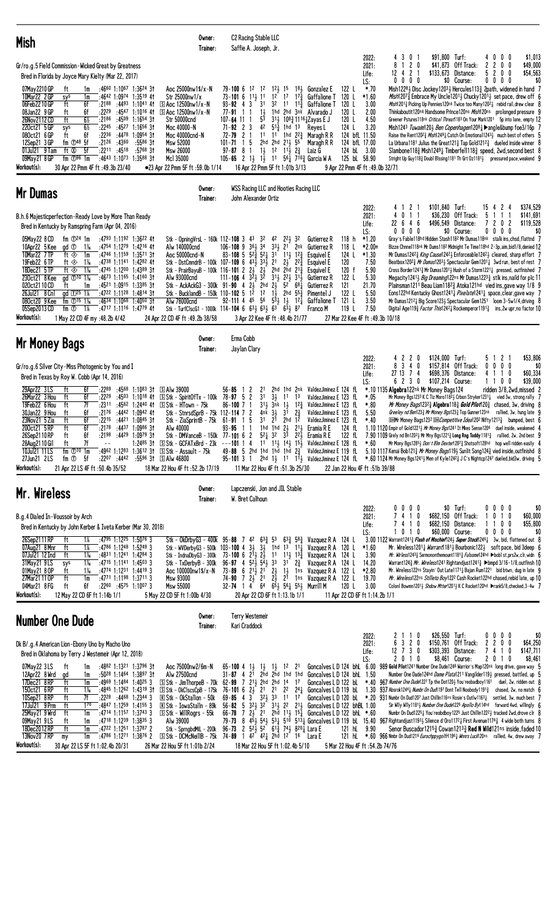# Mish

Owner: C2 Racing Stable LLC
Trainer: Saffie A. Joseph, Jr.

Gr/ro.g.5 Field Commission–Wicked Great by Greatness
Bred in Florida by Joyce Mary Kielty (Mar 22, 2017)

| | | | | | |
|---|---|---|---|---|---|
| 2022: | 4 3 0 1 | $91,800 | Turf: | 4 0 0 0 | $1,013 |
| 2021: | 8 1 2 0 | $41,873 | Off Track: | 2 2 0 0 | $49,000 |
| Life: | 12 4 2 1 | $133,673 | Distance: | 5 2 0 0 | $54,563 |
| LS: | 0 0 0 0 | $0 | Course: | 0 0 0 0 | $0 |

07May22 10GP ft 1m :46⁶⁰ 1:10⁶⁷ 1:36²⁴ 3↑ Aoc 25000nw1$/x-N 79–100 6 1² 1² 12½ 15 18½ Gonzalez E 122 L *.70 Mish1228½ Disc Jockey1203½ Hercules113¾ 2path, widened in hand 7
10Mar22 2GP sys 1m :46⁴² 1:09⁷⁴ 1:35¹⁹ 4↑ Str 25000nw1/x 73–101 6 11½ 11 1² 17 17¾ Gaffalione T 120 L *1.60 Mish1207¾ Embrace My Uncle1201½ Chucky1201½ set pace, drew off 6
06Feb22 10GP ft 6f :21⁸⁸ :44⁹³ 1:10⁴¹ 4↑ Ⓢ Aoc 12500nw1/x-N 93–92 4 3 3¹ 3² 11 11¾ Gaffalione T 120 L 3.00 Mish1201¾ Picking Up Pennies120nk Twice too Many1202½ rebid rail, drew clear 8
08Jan22 9GP ft 6f :22²⁹ :45⁴⁷ 1:10¹⁶ 4↑ Ⓢ Aoc 12500nw1/x-N 77–91 1 1 1½ 1hd 2hd 3nk Alvarado J 120 L 2.00 Thinkaboutit120nk Handsome Prince120ns Mish120ns prolonged pressure 9
26Nov21 12CD ft 6½ :21⁸⁶ :45⁰⁹ 1:16⁵⁴ 3↑ Str 50000cnd 107–64 11 1 5³ 31½ 108¾ 1116¾Zayas E J 120 L 4.50 Greener Pstures118nk Critical Threat118² On Your Mark120¹ 5p into lane, empty 12
22Oct21 5GP ft 6½ :22⁴⁵ :45²⁷ 1:16⁵⁶ 3↑ Moc 40000-N 71–92 2 3 4² 51¾ 1hd 13 Reyes L 124 L 3.20 Mish124³ Tuwaln120½ Ben Copenhagen120²½ ▶angle&bump foe3/16p 7
08Oct21 6GP ft 6f :22³⁶ :44⁷⁸ 1:09⁵⁴ 3↑ Moc 40000cnd-N 72–79 2 1 11 11 1hd 22¾ Maragh R R 124 bfL 11.50 Raise the Rent120²¾ Mish124²½ Catch On Emotional124³½ much best of others 5
12Sep21 3GP fm Ⓣ48 5f :21²⁶ :43⁶⁰ :55⁸⁶ 3↑ Msw 52000 101–71 1 5 2hd 2hd 21½ 55 Maragh R R 124 bfL 17.00 La Urbana118¹ Julius the Great121¾ Tap Gold121²½ dueled inside winner 8
01Jul21 9Tam ft Ⓣ 5f :22¹¹ :45¹⁸ :57⁶⁸ 3↑ Msw 26000 97–87 8 1 1½ 1² 11½ 2¾ Laiz G 124 bL 3.00 Slambone118¾ Mish124⁹½ Timberfell118¾ speed, 2wd,second best 8
09May21 8GP fm Ⓣ96 1m :46⁴³ 1:10⁷³ 1:35⁸⁸ 3↑ Mcl 35000 105–65 2 1½ 1½ 11 56¼ 710¾ Garcia W A 125 bL 58.90 Stright Up Guy118¾ Doubl Blssing118¹ Th Grt Oz118¹½ pressured pace,weakened 9

Workout(s): 30 Apr 22 Pmm 4F ft :49.3b 23/40 ●23 Apr 22 Pmm 5F ft :59.0b 1/14 16 Apr 22 Pmm 5F ft 1:01b 3/13 9 Apr 22 Pmm 4F ft :49.0b 32/71

# Mr Dumas

Owner: WSS Racing LLC and Hooties Racing LLC
Trainer: John Alexander Ortiz

B.h.6 Majesticperfection–Ready Love by More Than Ready
Bred in Kentucky by Ramspring Farm (Apr 04, 2016)

| | | | | | |
|---|---|---|---|---|---|
| 2022: | 4 1 2 1 | $101,840 | Turf: | 15 4 2 4 | $374,529 |
| 2021: | 4 0 1 1 | $36,230 | Off Track: | 5 1 1 1 | $141,691 |
| Life: | 22 6 4 6 | $496,549 | Distance: | 7 2 0 2 | $119,528 |
| LS: | 0 0 0 0 | $0 | Course: | 0 0 0 0 | $0 |

05May22 8CD fm Ⓣ24 1m :47⁹³ 1:11⁹² 1:36²² 4↑ Stk – OpningVrsL – 160k 112–108 3 4³ 3² 4² 22½ 3² Gutierrez R 118 h *1.20 Gray's Fable118hd Hidden Stash118² Mr Dumas118nk stalk ins,chsd,flattnd 7
10Apr22 5Kee gd Ⓣ 1⅛ :47⁵⁴ 1:12⁷⁹ 1:42¹⁶ 4↑ Alw 140000cnd 106–108 9 36½ 34 33½ 21 2nk Gutierrez R 118 L *2.00e Bizze Chnnel118nk Mr Dums118² Midnight Te Time118hd 2-3p,aim,bid1/8,denied 12
10Mar22 7TP ft ◈ 1m :47⁴⁶ 1:11⁵⁹ 1:35⁷¹ 3↑ Aoc 50000cnd-N 83–108 5 52½ 52½ 3¹ 11½ 12¾ Esquivel E 124 L *1.30 Mr Dumas124²¾ King Cause124²½ Enforceable124²½ cleared, sharp effort 7
19Feb22 6TP ft ◈ 1⅛ :47³⁸ 1:11⁴¹ 1:42⁸² 4↑ Stk – DstCmndrB – 100k 107–109 6 43½ 33½ 2¹ 2½ 22¾ Esquivel E 120 7.50 Beatbox120²¾ Mr Dumas120³½ Spectacular Gem120¹¼ 3wd run, best of rest 7
18Dec21 5TP ft ◈ 1⅛ :47⁴⁵ 1:12⁰⁰ 1:43⁸⁹ 3↑ Stk – PrairBayuB – 100k 116–101 2 2½ 2½ 2hd 2hd 21¾ Esquivel E 120 f 5.90 Cross Border124¹¾ Mr Dumas120¹½ Hush of a Storm122¹¼ pressed, outfinished 7
23Oct21 8Kee gd Ⓣ10 1⅛ :46⁷³ 1:11⁶⁵ 1:41⁶⁰ 3↑ Alw 93000cnd 111–106 4 32½ 3² 31½ 22½ 33½ Gutierrez R 122 L 5.30 Megacity124¹½ Big Dreaming122ns Mr Dumas122³½ stlk ins,ralld for plc 11
02Oct21 10CD fm 1m :45²¹ 1:09¹⁵ 1:33⁸⁵ 3↑ Stk – AckAckG3 – 300k 91–90 4 2½ 2hd 2½ 5² 68¼ Gutierrez R 121 21.70 Plainsman121¹ Beau Liam118²¾ Atoka121hd vied ins,gave way 1/8 9
26Jul21 8Cnl gd Ⓣ25 1⅛ :47²² 1:12⁸⁸ 1:48¹⁴ 3↑ Stk – BucklandB – 150k 110–102 5 1² 1² 1½ 2hd 31¼ Pimentel J 122 L 5.50 Eons122hd Kentucky Ghost124¹¼ Pixelate124¹½ space,clear,gave way 7
08Oct20 9Kee fm Ⓣ15 1⅛ :46³⁴ 1:10⁶⁸ 1:40⁵⁰ 3↑ Alw 78000cnd 92–111 4 45 56 53½ 1½ 12¼ Gaffalione T 121 L 3.50 Mr Dumas121²¼ Big Score123½ Spectacular Gem125¹ loom 3-5w1/4,driving 8
05Sep20 13CD fm Ⓣ 1⅛ :47¹⁷ 1:11¹⁶ 1:47⁷⁹ 4↑ Stk – TurfClscG1 – 1000k 114–104 6 63½ 63½ 63 63¾ 87 Franco M 119 L 7.50 Digital Age119¾ Factor This124²½ Rockemperor119¹¾ ins,2w upr,no factor 10

Workout(s): 1 May 22 CD 4F my :48.2b 4/42 24 Apr 22 CD 4F ft :49.2b 38/58 3 Apr 22 Kee 4F ft :48.4b 21/77 27 Mar 22 Kee 4F ft :49.3b 10/18

# Mr Money Bags

Owner: Erma Cobb
Trainer: Jaylan Clary

Gr/ro.g.6 Silver City–Miss Photogenic by You and I
Bred in Texas by Roy W. Cobb (Apr 14, 2016)

| | | | | | |
|---|---|---|---|---|---|
| 2022: | 4 2 2 0 | $124,000 | Turf: | 5 1 2 1 | $53,806 |
| 2021: | 8 3 4 0 | $157,814 | Off Track: | 0 0 0 0 | $0 |
| Life: | 27 13 7 4 | $698,376 | Distance: | 4 1 1 0 | $60,334 |
| LS: | 6 2 3 0 | $107,214 | Course: | 1 1 0 0 | $39,000 |

29Apr22 3LS ft 6f :22⁸⁹ :45⁶⁸ 1:10⁸³ 3↑ Ⓢ Alw 39000 56–85 1 2 2¹ 2hd 1hd 2nk ValdezJiménez E 124 fL *.10 1135 Algebra122nk Mr Money Bags124 ridden 3/8,2wd,missed 2
26Mar22 3Hou ft 6f :22²⁹ :45⁰³ 1:10¹⁸ 4↑ Ⓢ Stk – SpiritOfTx – 100k 78–97 5 2 3¹ 3½ 11 13 ValdezJiménez E 123 fL *.05 Mr Money Bags123³ K C Tiz More118²½ Crbon Stryker123¹½ vied 3w, strong rally 7
19Feb22 6Hou ft 7f :23¹¹ :45⁶² 1:24⁴⁰ 4↑ Ⓢ Stk – HTown – 75k 86–100 7 1 31½ 3nk 1½ 12¾ ValdezJiménez E 123 fL *.80 Mr Money Bags123¾ Algebra118¾ Gold Pilot120¾ chased, 3w, driving 8
30Jan22 9Hou ft 6f :21⁷⁶ :44⁴² 1:09⁴² 4↑ Stk – StnrsdSprB – 75k 112–114 7 2 4nk 3½ 3¹ 2¾ ValdezJiménez E 123 fL 5.50 Greeley nd Ben123¾ Mr Money Bgs123½ Top Gunner123nk rallied, 3w, hung late 9
23Nov21 5Za ft 6f :22¹⁵ :44²¹ 1:08⁴⁵ 3↑ Stk – ZiaSprintB – 75k 61–91 1 5 3¹ 2¹ 2hd 1² ValdezJiménez E 123 fL *.40 ⒹⒽMr Money Bags123² ⒹⒽCompetitive Ideal120² Nifty121³¾ bumped, best 6
20Oct21 5RP ft 6f :21⁷⁸ :44³⁷ 1:09⁸⁶ 3↑ Alw 40000 93–95 1 1 1hd 1hd 2½ 21½ Eramia R E 124 fL 1.10 1120 Empir of Gold122¹½ Mr Money Bgs124¹ It Mkes Sense120⁶ duel inside, weakened 4
26Sep21 10RP ft 6f :21⁹⁸ :44²⁹ 1:09⁷⁹ 3↑ Stk – DMVanceB – 150k 77–101 6 2 52½ 3² 3³ 22½ Eramia R E 122 fL 7.90 1109 Grely nd Bn120²½ Mr Mny Bgs122¹½ Long Rng Toddy118¹¾ rallied, 2w, 2nd best 9
28Aug21 10Gil ft 7f – – 1:24⁸⁶ 3↑ Ⓢ Stk – GCFATxBrd – 23k – – –101 1 4 11 11½ 14½ 15½ ValdezJiménez E 128 fL *.60 Mr Mony Bgs128⁵½ Don't Bln Dexter128²¼ Shotsoft128hd hop well ridden easily 4
10Jul21 11LS fm Ⓣ10 1m :49⁶² 1:12⁶³ 1:36¹² 3↑ Ⓢ Stk – Assault – 75k 49–88 5 2hd 1hd 1hd 2hd 2¾ ValdezJiménez E 119 fL 5.10 1117 Kenai Bob121¾ Mr Money Bags119½ Sunlit Song124¾ vied inside,outfinishd 8
27Jun21 2LS fm Ⓣ 5f :22⁰⁷ :44⁴² :55⁹⁶ 3↑ Ⓢ Alw 46800 95–101 3 1 2hd 1½ 11 11½ ValdezJiménez E 124 fL *.60 1124 Mr Money Bgs1241½ Men of Kyle124²½ J C's Nightcp124⁷ dueled,bid3w, driving 5

Workout(s): 21 Apr 22 LS 4F ft :50.4b 35/52 18 Mar 22 Hou 4F ft :52.2b 17/19 11 Mar 22 Hou 4F ft :51.3b 25/30 22 Jan 22 Hou 4F ft :51b 39/88

# Mr. Wireless

Owner: Lapczenski, Jon and JIL Stable
Trainer: W. Bret Calhoun

B.g.4 Dialed In–Voussoir by Arch
Bred in Kentucky by John Kerber & Iveta Kerber (Mar 30, 2018)

| | | | | | |
|---|---|---|---|---|---|
| 2022: | 0 0 0 0 | $0 | Turf: | 0 0 0 0 | $0 |
| 2021: | 7 4 1 0 | $682,150 | Off Track: | 1 0 1 0 | $60,000 |
| Life: | 7 4 1 0 | $682,150 | Distance: | 1 1 0 0 | $55,800 |
| LS: | 1 0 1 0 | $60,000 | Course: | 0 0 0 0 | $0 |

26Sep21 11RP ft 1⅛ :47⁹⁵ 1:12²⁵ 1:50⁷⁶ 3 Stk – OkDrbyG3 – 400k 95–88 7 4² 63¾ 5³ 63¾ 58¾ Vazquez R A 124 L 3.00 1122 Warrant124¾ Flash of Mischief124½ Super Stock124⁵¾ 3w, bid, flattened out 8
07Aug21 8Mnr ft 1⅛ :47⁸⁶ 1:12⁴⁸ 1:52⁴⁹ 3 Stk – WVDerbyG3 – 500k 103–100 4 3½ 3½ 1hd 13 11¼ Vazquez R A 120 L *1.60 Mr. Wireless120¹¼ Warrant118¹½ Bourbonic122½ soft pace, bid 3deep 6
07Jul21 12Ind ft 1⅛ :48³¹ 1:12⁴¹ 1:42⁸⁴ 3 Stk – IndnaDbyG3 – 300k 73–100 6 21½ 2½ 11 11½ 13¾ Vazquez R A 124 L 3.90 Mr. Wireless124³¾ Sermonnthemount118²½ Fulsome124hd ▶bobl st,prs2w,clr,widn 6
31May21 9LS sys 1⅛ :47¹⁵ 1:11⁴¹ 1:45⁰³ 3 Stk – TxDerbyB – 300k 96–97 4 52½ 54½ 3³ 3¹ 2¾ Vazquez R A 124 L 14.20 Warrant124¾ Mr. Wireless124¹ Rightandjust124¹¾ ▶bmpd 3/16–1/8,outfinsh 10
01May21 8OP ft 1⅛ :47⁷⁴ 1:12³¹ 1:44¹⁹ 3 Aoc 100000nw1$/x-N 73–89 6 21¼ 2¹ 2½ 1½ 1ns Vazquez R A 122 L *2.80 Mr. Wireless122ns Stayin' Out Late117¹¼ Bajan Rum122¹ bid btwn, dug in late 9
27Mar21 11OP ft 1m :47⁷¹ 1:11⁹⁸ 1:37¹¹ 3 Msw 33000 74–90 7 2½ 2¹ 2½ 2¹ 1ns Vazquez R A 122 L 19.70 Mr. Wireless122ns Stilleto Boy122² Cash Rocket122hd chased,rebid late, up 10
04Mar21 8FG ft 6f :22⁶⁰ :45⁷⁵ 1:10⁰⁷ 3 Msw 50000 32–74 1 4 64 65½ 56¼ 55½ Murrill M 120 L 3.00 Colonl Bowmn120¹½ Shdow Mtter120¹¼ K C Rocket120hd ▶rank5/8,checked,3-4w 7

Workout(s): 12 May 22 CD 6F ft 1:14b 1/1 5 May 22 CD 5F ft 1:00b 4/30 20 Apr 22 CD 6F ft 1:13.1b 1/1 11 Apr 22 CD 6F ft 1:14.2b 1/1

# Number One Dude

Owner: Terry Westemeir
Trainer: Kari Craddock

Dk B/.g.4 American Lion–Ebony Uno by Macho Uno
Bred in Oklahoma by Terry J Westemeir (Apr 12, 2018)

| | | | | | |
|---|---|---|---|---|---|
| 2022: | 2 1 1 0 | $26,550 | Turf: | 0 0 0 0 | $0 |
| 2021: | 6 3 2 0 | $150,761 | Off Track: | 2 2 0 0 | $64,250 |
| Life: | 12 7 3 0 | $303,393 | Distance: | 7 4 1 0 | $147,711 |
| LS: | 2 0 1 0 | $8,461 | Course: | 2 0 1 0 | $8,461 |

07May22 3LS ft 1m :48⁸² 1:13²¹ 1:37⁹⁶ 3↑ Aoc 75000nw2/6m-N 65–100 4 1½ 1½ 1½ 1² 2¹ Goncalves L D 124 bhL 6.00 989 Gold Pilot124¹ Number One Dude124⁶ Warrior's Map120nk long drive, gave way 5
12Apr22 8Wrd gd 1m :50²⁸ 1:14⁶⁴ 1:38⁹⁷ 3↑ Alw 27500cnd 31–87 4 2¹ 2hd 2hd 14 17 Goncalves L D 124 bhL 1.50 Number One Dude124hd Dame Plato121¹ Vangilder119½ pressed, battled, up 5
27Dec21 8RP ft 1m :49⁶⁹ 1:14⁸⁴ 1:40²⁵ 3 Ⓢ Stk – JimThorpeB – 70k 62–99 7 21½ 2hd 2hd 14 17 Goncalves L D 124 bL *.40 967 Number One Dude122⁷ Tp the Dot120½ You'reobadboy116¹ duel, 2w, ridden out 8
15Oct21 6RP ft 1⅛ :48⁴⁵ 1:12⁶² 1:43¹⁹ 3↑ Ⓢ Stk – OkClscsCpB – 175k 76–101 6 2½ 2¹ 2¹ 2² 24¼ Goncalves L D 119 bL 1.30 937 Absrok124⁴¼ Numbr On Dud119⁷ Dont Tell Noobody119¹½ chased, 2w, no match 6
10Sep21 8RP ft 7f :22²⁸ :44⁶⁸ 1:23⁴⁴ 3 Ⓡ Stk – OkStallon – 50k 69–85 4 3 32½ 3³ 11 17 Goncalves L D 120 bL *.20 931 Numbr On Dud120⁷ Just Chillin116ns Rosie's Outlw116³½ settled, 3w, much best 7
17Jul21 9Prm ft 1⁷⁰ :48⁴⁷ 1:12⁵⁹ 1:41⁵⁵ 3 Ⓡ Stk – IowaStalln – 85k 56–82 5 32½ 3² 31½ 2² 21¾ Goncalves L D 122 bhBL 1.00 Sir Wlly Wily118¹¾ Number One Dude122⁶ Apollo By114hd forward 4wd, willingly 6
25May21 9Wrd ft 1m :47¹⁴ 1:11⁵⁷ 1:37⁴³ 3 Ⓢ Stk – WillRogrs – 55k 66–78 7 2½ 2¹ 2hd 11½ 15¾ Goncalves L D 122 bhL *.60 Numbr On Dud122⁵¾ You'reobdboy122⁵ Just Chillin122²½ tracked 2wd,drove clr 8
09May21 9LS ft 1m :47¹⁸ 1:12³⁹ 1:38³⁵ 3 Alw 39000 79–73 8 45½ 54½ 53½ 5¹⁰ 513¾ Goncalves L D 120 bhL 15.40 967 Rightandjust119³½ Silence d'Oro117²½ Apollo By117⁴¾ 4 wide both turns 8
18Dec21 2RP ft 1m :47²² 1:12⁵¹ 1:37⁸⁷ 2 Ⓢ Stk – SprngbdMiL – 200k 96–73 2 52½ 5² 61¾ 74½ 820¼ Lara E 121 hL 9.90 Senor Buscador121⁵¾ Cowan121³¾ Red N Wild121ns inside, faded 10
13Nov20 7RP my 1m :47⁸⁶ 1:12⁷¹ 1:38⁷⁶ 2 Ⓢ Stk – DCMcNeillB – 75k 74–89 1 4² 42½ 2hd 1² 16 Lara E 121 hL *.60 966 Nmbr On Dud1216 Eurochpgyglrl196½ Mnrs Luck120ns rallied, 4w, drew away 7

Workout(s): 30 Apr 22 LS 5F ft 1:02.4b 20/30 26 Mar 22 Hou 5F ft 1:01b 2/14 18 Mar 22 Hou 5F ft 1:02.4b 5/10 5 Mar 22 Hou 4F ft :54.2b 74/76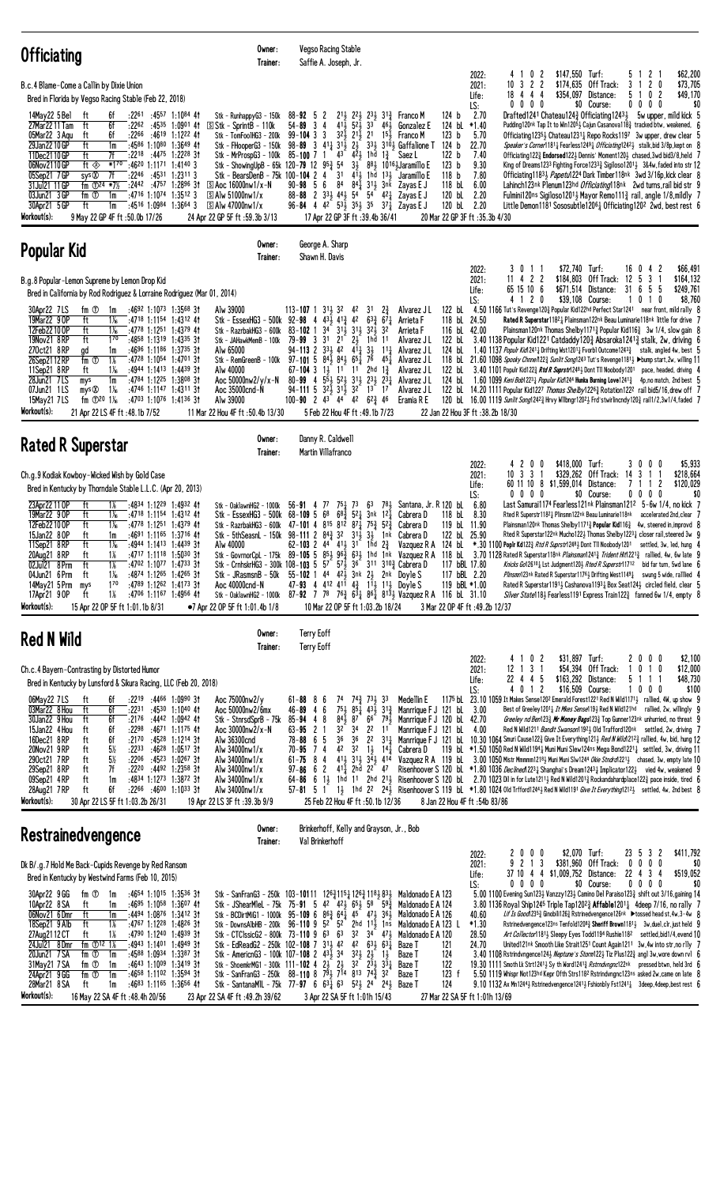## Officiating

Owner: Vegso Racing Stable
Trainer: Saffie A. Joseph, Jr.

B.c.4 Blame–Come a Callin by Dixie Union
Bred in Florida by Vegso Racing Stable (Feb 22, 2018)

| | | | | | Turf: | | | | |
|---|---|---|---|---|---|---|---|---|---|
| 2022: | 4 1 0 2 | $147,550 | Turf: | 5 1 2 1 | $62,200 |
| 2021: | 10 3 2 2 | $174,635 | Off Track: | 3 1 2 0 | $73,705 |
| Life: | 18 4 4 4 | $354,097 | Distance: | 5 1 0 2 | $49,170 |
| LS: | 0 0 0 0 | $0 | Course: | 0 0 0 0 | $0 |

```
14May22 5 Bel  ft  6f  :2261 :4557 1:0984 4↑  Stk - RunhappyG3 - 150k  88-92 5 2  2½ 2½ 2½ 3¼  Franco M  124 b  2.70  Drafted1241 Chateau124¾ Officiating1243¼  5w upper, mild kick 5
27Mar22 11 Tam ft  6f  :2262 :4535 1:0901 4↑  Stk - SprintB - 110k  54-89 3 4  4½ 5½ 53 46¾  Gonzalez E  124 bL *1.40  Pudding120nk Tap It to Win1201¼ Cajun Casanova118¾ tracked btw, weakened, 6
05Mar22 3 Aqu ft  6f  :2266 :4619 1:1222 4↑  Stk - TomFoolHG3 - 200k  99-104 3 3  3½ 2½ 21 15½  Franco M  123 b  5.70  Officiating1235¼ Chateau1231¼ Repo Rocks1197  3w upper, drew clear 5
29Jan22 10 GP  ft  1m  :4586 1:1080 1:3649 4↑  Stk - FHooperG3 - 150k  98-89 3 41½ 31½ 2½ 33½ 310¾ Gaffalione T  124 b  22.70  Speaker's Corner1181¾ Fearless1249¾ Officiating1242¼  stalk,bid 3/8p,kept on 8
11Dec21 10 GP  ft  7f  :2218 :4475 1:2228 3↑  Stk - MrProspG3 - 100k  85-100 7 1  43 42½ 1hd 1¾  Saez L  122 b  7.40  Officiating122¾ Endorsed122½ Dennis' Moment120¾  chased,3wd bid3/8,held 7
06Nov21 10 GP  ft ◈ *1⁷⁰  :4620 1:1171 1:4140 3  Stk - ShowingUpB - 65k 120-79 12 95¾ 54  3½ 8¾ 1016¾ Jaramillo E  123 b  9.30  King of Dreams1233 Fighting Force123¾ Sigiloso1201¾  3&4w,faded into str 12
05Sep21 7 GP  sys⑤  7f  :2246 :4531 1:2311 3  Stk - BearsDenB - 75k 100-104 2 4  31 41½ 1hd 13¼  Jaramillo E  118 b  7.80  Officiating1183¼ Papetu1224 Dark Timber118nk 3wd 3/16p,kick clear 8
31Jul21 11 GP  fm ⓣ24 *7½  :2442 :4757 1:2896 3↑  Ⓢ Aoc 16000nw1/x-N  90-98 5 6  84 84¾ 31½ 3nk  Zayas E J  118 bL  6.00  Lahinch123nk Plenum123hd Officiating118nk  2wd turns,rail bid str 9
03Jun21 3 GP  fm ⓣ  1m  :4716 1:1074 1:3512 3  Ⓢ Alw 51000nw1/x  88-88 2 33½ 44½ 54 54 42¼  Zayas E J  120 bL  2.20  Fulmini120ns Sigiloso1201½ Mayor Remo111¾ rail, angle 1/8,mildly 7
30Apr21 5 GP  ft  1m  :4516 1:0984 1:3664 3  Ⓢ Alw 47000nw1/x  96-84 4 42 53½ 35½ 35 37¼  Zayas E J  120 bL  2.20  Little Demon1181 Sososubtle1206¾ Officiating1202 2wd, best rest 6
```

Workout(s): 9 May 22 GP 4F ft :50.0b 17/26 · 24 Apr 22 GP 5F ft :59.3b 3/13 · 17 Apr 22 GP 3F ft :39.4b 36/41 · 20 Mar 22 GP 3F ft :35.3b 4/30

## Popular Kid

Owner: George A. Sharp
Trainer: Shawn H. Davis

B.g.8 Popular–Lemon Supreme by Lemon Drop Kid
Bred in California by Rod Rodriguez & Lorraine Rodriguez (Mar 01, 2014)

| | | | | | |
|---|---|---|---|---|---|
| 2022: | 3 0 1 1 | $72,740 | Turf: | 16 0 4 2 | $66,491 |
| 2021: | 11 4 2 2 | $184,803 | Off Track: | 12 5 3 1 | $164,132 |
| Life: | 65 15 10 6 | $671,514 | Distance: | 31 6 5 5 | $249,761 |
| LS: | 4 1 2 0 | $39,108 | Course: | 1 0 1 0 | $8,760 |

```
30Apr22 7 LS  fm ⓣ  1m  :4692 1:1073 1:3568 3↑  Alw 39000  113-107 1 31½ 32 42 31 2¾  Alvarez J L  122 bL  4.50 1166 Tut's Revenge120¾ Popular Kid122hd Perfect Star1241  near front, mild rally 8
19Mar22 9 OP  ft  1⅛  :4718 1:1154 1:4312 4↑  Stk - EssexHG3 - 500k  92-98 4 43¾ 41¾ 42 63¾ 67¼  Arrieta F  118 bL 24.50  Rated R Superstar1182¼ Plainsman122nk Beau Luminarie118nk  little for drive 7
12Feb22 10 OP  ft  1⅙  :4778 1:1251 1:4379 4↑  Stk - RazrbakHG3 - 600k  83-102 1 34 31½ 31½ 32½ 32  Arrieta F  116 bL 42.00  Plainsman120nk Thomas Shelby1171¼ Popular Kid116¾  3w 1/4, slow gain 8
19Nov21 8 RP  ft  1⁷⁰  :4858 1:1319 1:4335 3↑  Stk - JAHawkMemB - 100k  79-99 3 31 21 2½ 1hd 11  Alvarez J L  122 bL  3.40 1138 Popular Kid1221 Catdaddy120¾ Absaroka1241¾ stalk, 2w, driving 6
27Oct21 8 RP  gd  1m  :4696 1:1186 1:3735 3↑  Alw 65000  94-113 2 33½ 42 41½ 3½ 11¾  Alvarez J L  124 bL  1.40 1137 Popular Kid1241¾ Drifting West1201¾ Fvorbl Outcome1243¾  stalk, angled 4w, best 5
26Sep21 12 RP  fm ⓣ  1⅙  :4728 1:1054 1:4701 3↑  Stk - RemGreenB - 100k  97-101 5 84¾ 84½ 65½ 76 45¾  Alvarez J L  118 bL 21.60 1098 Ivy Chrome1224½ Sunlit Song1243 Tut's Revenge1181½ ▶bump start,2w, willing 11
11Sep21 8 RP  ft  1⅙  :4944 1:1413 1:4439 3↑  Alw 40000  67-104 3 1½ 11 11 2hd 1¾  Alvarez J L  122 bL  3.40 1101 Popular Kid122¾ Rtd R Suprstr1248¾ Dont Tll Noobody1201  pace, headed, driving 4
28Jun21 7 LS  mys  1m  :4784 1:1225 1:3808 3↑  Aoc 50000nw2/y/x-N  80-99 4 55½ 52½ 31½ 23½ 23¼  Alvarez J L  124 bL  1.60 1099 Keni Bob1223¼ Popular Kid1244 Hunka Burning Love1241¼  4p,no match, 2nd best 5
07Jun21 1 LS  mys⊗  1⅙  :4746 1:1147 1:4311 3↑  Aoc 35000cnd-N  94-111 5 32¾ 31½ 32 13 17  Alvarez J L  122 bL 14.20 1111 Popular Kid1227 Thomas Shelby1226¾ Rotation1222 rall bid5/16,drew off 7
15May21 7 LS  fm ⓣ20 1⅛  :4703 1:1076 1:4136 3↑  Alw 39000  100-90 2 43 44 42 62¾ 46  Eramia R E  120 bL 16.00 1119 Sunlit Song1242¾ Hrvy Wllbngr1202½ Frd'stwirlncndy120¾ rail1/2,3w1/4,faded 7
```

Workout(s): 21 Apr 22 LS 4F ft :48.1b 7/52 · 11 Mar 22 Hou 4F ft :50.4b 13/30 · 5 Feb 22 Hou 4F ft :49.1b 7/23 · 22 Jan 22 Hou 3F ft :38.2b 18/30

## Rated R Superstar

Owner: Danny R. Caldwell
Trainer: Martin Villafranco

Ch.g.9 Kodiak Kowboy–Wicked Wish by Gold Case
Bred in Kentucky by Thorndale Stable L.L.C. (Apr 20, 2013)

| | | | | | |
|---|---|---|---|---|---|
| 2022: | 4 2 0 0 | $418,000 | Turf: | 3 0 0 0 | $5,933 |
| 2021: | 10 3 3 1 | $329,262 | Off Track: | 14 3 1 1 | $218,664 |
| Life: | 60 11 10 8 | $1,599,014 | Distance: | 7 1 1 2 | $120,029 |
| LS: | 0 0 0 0 | $0 | Course: | 0 0 0 0 | $0 |

```
23Apr22 11 OP  ft  1⅛  :4834 1:1229 1:4932 4↑  Stk - OaklawnHG2 - 1000k  56-91 4 77 75½ 73 63 78¾  Santana, Jr. R 120 bL  6.80  Last Samurai1174 Fearless121nk Plainsman1212  5-6w 1/4, no kick 7
19Mar22 9 OP  ft  1⅛  :4718 1:1154 1:4312 4↑  Stk - EssexHG3 - 500k  68-109 5 68 68¾ 52¾ 3nk 12¼  Cabrera D  118 bL  8.30  Rted R Superstr1182¼ Plinsmn122nk Beau Luminarie118nk  accelerated 2nd,clear 7
12Feb22 10 OP  ft  1⅙  :4778 1:1251 1:4379 4↑  Stk - RazrbakHG3 - 600k  47-101 4 815 812 87¼ 75¾ 52¾  Cabrera D  119 bL 11.90  Plainsman120nk Thomas Shelby1171¼ Popular Kid116¾  4w, steered in,improvd 8
15Jan22 8 OP  ft  1m  :4691 1:1165 1:3716 4↑  Stk - 5thSeasnL - 150k  98-111 2 84¾ 32 31½ 3½ 1nk  Cabrera D  122 bL 25.90  Rted R Superstar122nk Mucho122¾ Thomas Shelby1223¼ closer rail,steered 3w 9
11Sep21 8 RP  ft  1⅙  :4944 1:1413 1:4439 3↑  Alw 40000  62-103 2 44 41½ 31 1hd 2¾  Vazquez R A  124 bL *.30 1100 Poplr Kd122¾ Rtd R Suprstr1248¾ Dont Tll Noobody1201  settled, 3w, led, hung 4
20Aug21 8 RP  ft  1⅛  :4717 1:1118 1:5030 3↑  Stk - GovrnorCpL - 175k  89-105 5 85¾ 96¾ 63¾ 1hd 1nk  Vazquez R A  118 bL  3.70 1128 Rated R Superstar118nk Plainsman1241¾ Trident Hit1221¾  rallied, 4w, 6w late 9
02Jul21 8 Prm  ft  1⅛  :4702 1:1077 1:4733 3↑  Stk - CrnhskrHG3 - 300k 108-103 5 57 57½ 36 311 310¾ Cabrera D  117 bBL 17.80  Knicks Go1261¾ Lst Judgment120¾ Rted R Suprstr1171¼  bid far turn, 5wd lane 6
04Jun21 6 Prm  ft  1⅛  :4874 1:1265 1:4265 3↑  Stk - JRasmsnB - 50k  55-102 1 44 42¾ 3nk 2½ 2nk  Doyle S  117 bBL  2.20  Plnsmn123nk Rated R Superstar1176¾ Drifting West1149¾  swung 5 wide, rallied 4
14May21 5 Prm  mys  1⁷⁰  :4789 1:1262 1:4173 3↑  Aoc 40000cnd-N  47-93 4 412 411 4¾ 11¼ 11½  Doyle S  119 bBL *1.00  Rated R Superstar1191½ Cashanova1191¾ Box Seat124¾ circled field, clear 5
17Apr21 9 OP  ft  1⅛  :4706 1:1167 1:4956 4↑  Stk - OaklawnHG2 - 1000k  87-92 7 78 76¾ 63½ 86¾ 813¼  Vazquez R A  116 bL 31.10  Silver State118¾ Fearless1191 Express Train122¾  fanned 6w 1/4, empty 8
```

Workout(s): 15 Apr 22 OP 5F ft 1:01.1b 8/31 · ●7 Apr 22 OP 5F ft 1:01.4b 1/8 · 10 Mar 22 OP 5F ft 1:03.2b 18/24 · 3 Mar 22 OP 4F ft :49.2b 12/37

## Red N Wild

Owner: Terry Eoff
Trainer: Terry Eoff

Ch.c.4 Bayern–Contrasting by Distorted Humor
Bred in Kentucky by Lunsford & Sikura Racing, LLC (Feb 20, 2018)

| | | | | | |
|---|---|---|---|---|---|
| 2022: | 4 1 0 2 | $31,897 | Turf: | 2 0 0 0 | $2,100 |
| 2021: | 12 1 3 1 | $54,394 | Off Track: | 1 0 1 0 | $12,000 |
| Life: | 22 4 4 5 | $163,292 | Distance: | 5 1 1 1 | $48,730 |
| LS: | 4 0 1 2 | $16,509 | Course: | 1 0 0 0 | $100 |

```
06May22 7 LS  ft  6f  :2219 :4466 1:0990 3↑  Aoc 75000nw2/y  61-88 8 6  74 74¾ 73½ 33  Medellin E  117 bL 23.10 1059 It Makes Sense1202 Emerald Forest1222 Red N Wild1171½  rallied, 4W, up show 9
03Mar22 8 Hou  ft  6f  :2231 :4530 1:1040 4↑  Aoc 50000nw2/6mx  46-89 4 6  75½ 85¼ 43¾ 31¾  Manrrique F J  121 bL  3.00  Best of Greeley1201¼ It Mkes Sense119¾ Red N Wild121hd  rallied, 2w, willingly 9
30Jan22 9 Hou  ft  6f  :2176 :4442 1:0942 4↑  Stk - StnrsdSprB - 75k  85-94 4 8  84¾ 87 66 79¾  Manrrique F J  121 bL 42.70  Greeley nd Ben123¾ Mr Money Bags123¾ Top Gunner123nk unhurried, no threat 9
15Jan22 4 Hou  ft  6f  :2298 :4671 1:1175 4↑  Aoc 30000nw2/x-N  63-95 2 1  32 34 22 11  Manrrique F J  121 bL  4.00  Red N Wild1211 Bandit Swanson119¾ Old Trafford120nk  settled, 2w, driving 7
16Dec21 8 RP  ft  6f  :2170 :4528 1:1214 3↑  Alw 36300cnd  78-88 6 5  36 36 22 31½  Manrrique F J 121 bL 10.30 1064 Smuri Cause122¾ Give Ts Everything1½ Red N Wild1212¾ rallied, 4w, bid, hung 12
20Nov21 9 RP  ft  5½  :2233 :4628 1:0517 3↑  Alw 34000nw1/x  70-95 7 4  42 32 1½ 14¾  Cabrera D  119 bL *1.50 1050 Red N Wild1194¾ Muni Muni Slew124ns Mega Bond1221¼  settled, 3w, driving 11
29Oct21 7 RP  ft  5½  :2206 :4523 1:0267 3↑  Alw 34000nw1/x  61-75 8 4  41½ 31½ 34½ 414  Vazquez R A  119 bL  3.00 1050 Mstr Mmmmm1218¾ Muni Muni Slw1244 Okie Stndrd1221¾  chased, 3w, empty late 10
29Sep21 8 RP  ft  7f  :2220 :4492 1:2358 3↑  Alw 34000nw1/x  97-86 6 2  41¾ 2hd 22 47  Risenhoover S 120 bL *1.80 1036 Declined123¾ Shanghai's Dream124¾ Implicator122¾  vied 4w, weakened 9
09Sep21 4 RP  ft  1m  :4834 1:1273 1:3872 3↑  Alw 34000nw1/x  64-86 6 1½ 1hd 11 2hd 21¾  Risenhoover S 120 bL  2.70 1023 Dil in for Lute1211¾ Red N Wild1201¾ Rockandahardplace122¾ pace inside, tired 6
28Aug21 7 RP  ft  6f  :2266 :4600 1:1033 3↑  Alw 34000nw1/x  57-81 5 1  1½ 1hd 22 24½  Risenhoover S 119 bL *1.80 1024 Old Trfford1244½ Red N Wild1191 Give It Everything121¾  settled, 4w, 2nd best 8
```

Workout(s): 30 Apr 22 LS 5F ft 1:03.2b 26/31 · 19 Apr 22 LS 5F ft :39.3b 9/29 · 25 Feb 22 Hou 4F ft :50.1b 12/36 · 8 Jan 22 Hou 4F ft :54b 83/86

## Restrainedvengence

Owner: Brinkerhoff, Kelly and Grayson, Jr., Bob
Trainer: Val Brinkerhoff

Dk B/.g.7 Hold Me Back–Cupids Revenge by Red Ransom
Bred in Kentucky by Westwind Farms (Feb 10, 2015)

| | | | | | |
|---|---|---|---|---|---|
| 2022: | 2 0 0 0 | $2,070 | Turf: | 23 5 3 2 | $411,792 |
| 2021: | 9 2 1 3 | $381,960 | Off Track: | 0 0 0 0 | $0 |
| Life: | 37 10 4 4 | $1,009,752 | Distance: | 22 4 3 4 | $519,052 |
| LS: | 0 0 0 0 | $0 | Course: | 0 0 0 0 | $0 |

```
30Apr22 9 GG  fm ⓣ  1m  :4654 1:1015 1:3536 3↑  Stk - SanFranG3 - 250k 103-10111 126¾ 115¼ 126¾ 118¾ 83½  Maldonado E A 123  5.00 1100 Evening Sun123¾ Vanzzy123¾ Camino Del Paraiso123¾ shift out 3/16,gaining 14
10Apr22 8 SA  ft  1m  :4695 1:1058 1:3607 4↑  Stk - JShearMlel - 75k  75-91 5 42 42¾ 65¾ 58 59¾  Maldonado E A 124  3.80 1136 Royal Ship1245 Triple Tap120¾ Affable1201¼  4deep 7/16, no rally 7
06Nov21 6 Dmr  ft  1m  :4494 1:0876 1:3412 3↑  Stk - BCDirtMlG1 - 1000k  95-109 6 86¾ 64¾ 45 47½ 36¾  Maldonado E A 126  40.60  Lif Is Good1235¾ Ginobili126¾ Rstrinedvengence126nk  ▶tossed head st,4w,3-4w 8
18Sep21 9 Alb  ft  1⅛  :4757 1:1228 1:4826 3↑  Stk - DownsAlbHB - 200k  96-110 9 52 52 2hd 11½ 1ns  Maldonado E A 123 L  *1.30  Rstrinedvengence123ns Tenfold120¾ Sheriff Brown1181¾  3w,duel,clr,just held 9
27Aug21 12 CT  ft  1⅛  :4790 1:1240 1:4939 3↑  Stk - CTClssicG2 - 800k  73-110 9 63 63 32 34 47¾  Maldonado E A 120  28.50  Art Collector1181¾ Sleepy Eyes Todd1194 Rushie1182  settled,bid1/4,evend 10
24Jul21 8 Dmr  fm ⓣ12 1⅛  :4943 1:1401 1:4949 3↑  Stk - EdReadG2 - 250k 102-108 7 31¾ 42 42 63¾ 63¼  Baze T  121  24.70  United121nk Smooth Like Strait1251 Count Again1211  3w,4w into str,no rlly 7
20Jun21 7 SA  fm ⓣ  1m  :4588 1:0934 1:3387 3↑  Stk - AmericnG3 - 100k 107-108 2 43¾ 34 32½ 2½ 1½  Baze T  124  3.40 1108 Rstrindvngnce124½ Neptune's Storm122¾ Tiz Plus122¾ angl 3w,wore down rvl 6
31May21 7 SA  fm ⓣ  1m  :4643 1:1009 1:3419 3↑  Stk - ShoemkrMG1 - 300k 111-102 4 2½ 2½ 32 23½ 33¼  Baze T  122  19.30 1111 Smoth Lk Strt1241¾ Sy th Word124¾ Rstrndvngnc122nk  pressed btwn, held 3rd 6
24Apr21 9 GG  fm ⓣ  1m  :4658 1:1102 1:3594 3↑  Stk - SanFranG3 - 250k  88-110 8 79¾ 714 813 74¾ 32  Baze T  123 f  5.50 1119 Whispr Not123hd Kepr Offh Strs1182 Rstrndvngnc123ns asked 2w,came on late 8
28Mar21 8 SA  ft  1m  :4683 1:1165 1:3656 4↑  Stk - SantanaMlL - 75k  77-97 6 63¾ 63 52¾ 24 24½  Baze T  124  9.10 1132 Ax Mn1244½ Rstrinedvengence1241¼ Fshionbly Fst1241¾  3deep,4deep,best rest 6
```

Workout(s): 16 May 22 SA 4F ft :48.4h 20/56 · 23 Apr 22 SA 4F ft :49.2h 39/62 · 3 Apr 22 SA 5F ft 1:01h 15/43 · 27 Mar 22 SA 5F ft 1:01h 13/69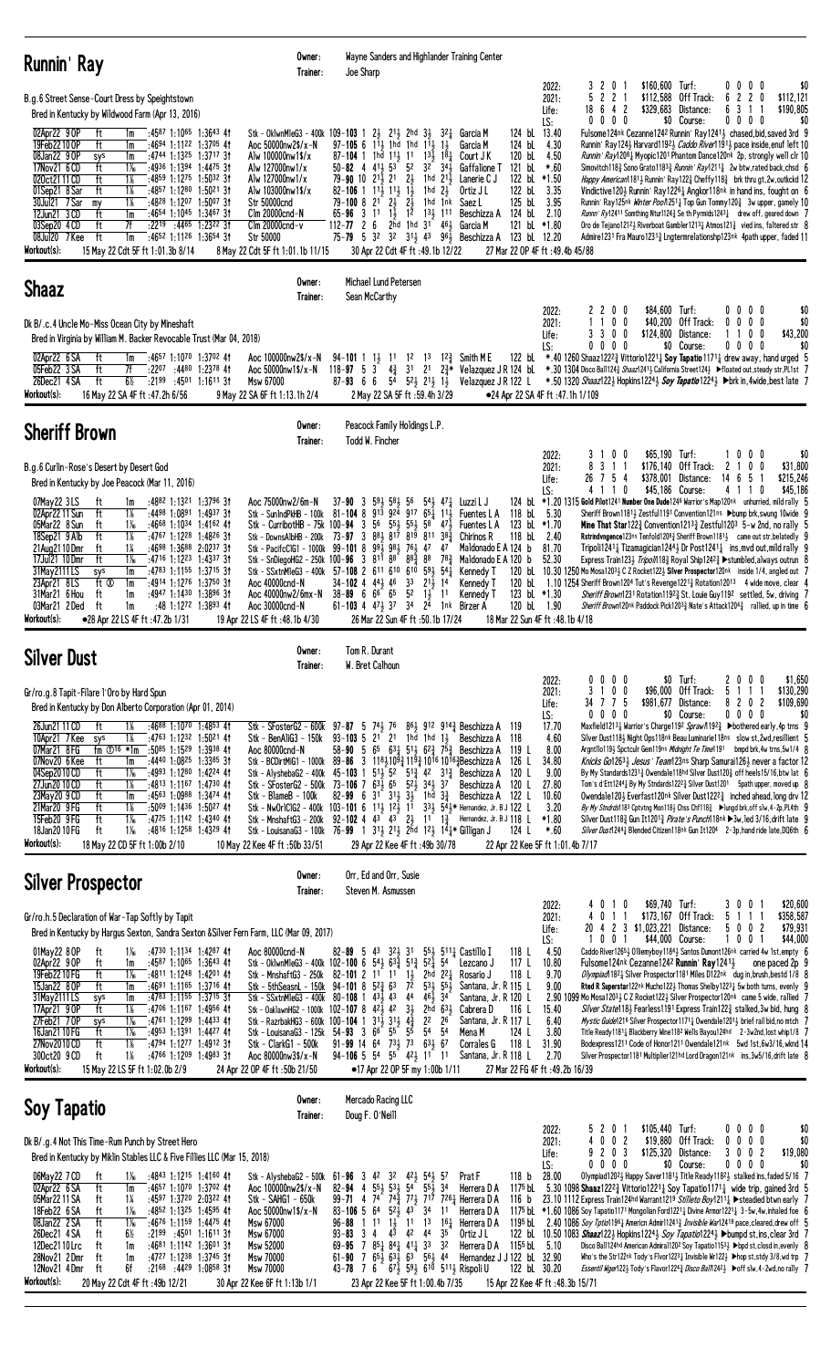## Runnin' Ray

Owner: Wayne Sanders and Highlander Training Center
Trainer: Joe Sharp

B.g.6 Street Sense-Court Dress by Speightstown
Bred in Kentucky by Wildwood Farm (Apr 13, 2016)

| | Starts | 1st | 2nd | 3rd | Earnings | | Starts | 1st | 2nd | 3rd | Earnings |
|---|---|---|---|---|---|---|---|---|---|---|---|
| 2022: | 3 | 2 | 0 | 1 | $160,600 | Turf: | 0 | 0 | 0 | 0 | $0 |
| 2021: | 5 | 2 | 2 | 1 | $112,588 | Off Track: | 6 | 2 | 2 | 0 | $112,121 |
| Life: | 18 | 6 | 4 | 2 | $329,683 | Distance: | 6 | 3 | 1 | 1 | $190,805 |
| LS: | 0 | 0 | 0 | 0 | $0 | Course: | 0 | 0 | 0 | 0 | $0 |

```
02Apr22 9OP  ft  1m   :4587 1:1065 1:3643 4↑  Stk - OklwnMileG3 - 400k 109-103 1 2½ 2½ 2hd 3½ 32¼ Garcia M   124 bL 13.40  Fulsome124nk Cezanne1242 Runnin' Ray1241½ chased,bid,saved 3rd 9
19Feb22 10OP ft  1m   :4694 1:1122 1:3705 4↑  Aoc 50000nw2$/x-N    97-105 6 11½ 1hd 1hd 11½ 1½ Garcia M   124 bL  4.30  Runnin' Ray124½ Harvard1192½ Caddo River1191½ pace inside,enuf left 10
08Jan22 9OP  sys  1m  :4744 1:1325 1:3717 3↑  Alw 100000nw1$/x     87-104 1 1hd 11½ 11 13½ 18¼ Court J K  120 bL  4.50  Runnin' Ray1208¼ Myopic1201 Phantom Dance120nk 2p, strongly well clr 10
17Nov21 6CD  ft  1⅛   :4936 1:1394 1:4475 3↑  Alw 127000nw1/x     50-82 4 41½ 53 52 32 34½ Gaffalione T 121 bL *.60  Simovitch118½ Sono Grato1183½ Runnin' Ray1211¼ 2w btw,rated back,chsd 6
02Oct21 11CD ft  1⅛   :4859 1:1275 1:5032 3↑  Alw 127000nw1/x     79-90 10 21½ 21 2½ 1hd 21½ Lanerie C J 122 bL *1.50  Happy American1181½ Runnin' Ray122½ Cheffy118½ brk thru gt,2w,outkckd 12
01Sep21 8 Sar ft  1⅛   :4857 1:1280 1:5021 3↑  Alw 103000nw1$/x    82-106 1 11½ 11½ 1½ 1hd 2½ Ortiz J L  122 bL  3.35  Vindictive120½ Runnin' Ray1226¼ Angkor118nk in hand ins, fought on 6
30Jul21 7 Sar my  1⅛   :4828 1:1207 1:5007 3↑  Str 50000cnd        79-108 8 21 2½ 2½ 1hd 1nk Saez L     125 bL  3.95  Runnin' Ray125nk Winter Pool1251½ Top Gun Tommy120½ 3w upper, gamely 10
12Jun21 3CD  ft  1m   :4654 1:1045 1:3467 3↑  Clm 20000cnd-N      65-96 3 11 1½ 12 13½ 111 Beschizza A 124 bL  2.10  Runn Ry1241 Somthing Ntur1124½ Sn Pyrmids1243½ drew off, geared down 7
03Sep20 4CD  ft  7f   :2219 :4465 1:2322 3↑  Clm 20000cnd-v     112-77 2 6 2hd 1hd 31 48½ Garcia M   121 bL *1.80  Oro de Tejano1212½ Riverboat Gambler1213¼ Atmos121¾ vied ins, faltered str 8
08Jul20 7Kee ft  1m   :4652 1:1126 1:3654 3↑  Str 50000           75-79 5 32 32 31½ 43 96½ Beschizza A 123 bL 12.20  Admire1231 Fra Mauro1231¾ Lngtermrelationshp123nk 4path upper, faded 11
```
Workout(s): 15 May 22 Cdt 5F ft 1:01.3b 8/14 · 8 May 22 Cdt 5F ft 1:01.1b 11/15 · 30 Apr 22 Cdt 4F ft :49.1b 12/22 · 27 Mar 22 OP 4F ft :49.4b 45/88

## Shaaz

Owner: Michael Lund Petersen
Trainer: Sean McCarthy

Dk B/.c.4 Uncle Mo-Miss Ocean City by Mineshaft
Bred in Virginia by William M. Backer Revocable Trust (Mar 04, 2018)

| | Starts | 1st | 2nd | 3rd | Earnings | | Starts | 1st | 2nd | 3rd | Earnings |
|---|---|---|---|---|---|---|---|---|---|---|---|
| 2022: | 2 | 2 | 0 | 0 | $84,600 | Turf: | 0 | 0 | 0 | 0 | $0 |
| 2021: | 1 | 1 | 0 | 0 | $40,200 | Off Track: | 0 | 0 | 0 | 0 | $0 |
| Life: | 3 | 3 | 0 | 0 | $124,800 | Distance: | 1 | 1 | 0 | 0 | $43,200 |
| LS: | 0 | 0 | 0 | 0 | $0 | Course: | 0 | 0 | 0 | 0 | $0 |

```
02Apr22 6SA  ft  1m   :4657 1:1070 1:3702 4↑  Aoc 100000nw2$/x-N  94-101 1 1½ 11 12 13 12¾ Smith M E       122 bL *.40 1260 Shaaz1222¾ Vittorio1221¼ Soy Tapatio1171¾ drew away, hand urged 5
05Feb22 3SA  ft  7f   :2207 :4480 1:2378 4↑  Aoc 50000nw1$/x-N  118-97 5 3 4½ 31 21 2¾* Velazquez J R 124 bL *.30 1304 Disco Ball124¾ Shaaz1241½ California Street124½ ▶floated out,steady str.PL1st 7
26Dec21 4SA  ft  6½   :2199 :4501 1:1611 3↑  Msw 67000          87-93 6 6 54 52½ 21½ 1½ Velazquez J R 122 L *.50 1320 Shaaz122½ Hopkins1224½ Soy Tapatio1224½ ▶brk in,4wide,best late 7
```
Workout(s): 16 May 22 SA 4F ft :47.2h 6/56 · 9 May 22 SA 6F ft 1:13.1h 2/4 · 2 May 22 SA 5F ft :59.4h 3/29 · ●24 Apr 22 SA 4F ft :47.1h 1/109

## Sheriff Brown

Owner: Peacock Family Holdings L.P.
Trainer: Todd W. Fincher

B.g.6 Curlin-Rose's Desert by Desert God
Bred in Kentucky by Joe Peacock (Mar 11, 2016)

| | Starts | 1st | 2nd | 3rd | Earnings | | Starts | 1st | 2nd | 3rd | Earnings |
|---|---|---|---|---|---|---|---|---|---|---|---|
| 2022: | 3 | 1 | 0 | 0 | $65,190 | Turf: | 1 | 0 | 0 | 0 | $0 |
| 2021: | 8 | 3 | 1 | 1 | $176,140 | Off Track: | 2 | 1 | 0 | 0 | $31,800 |
| Life: | 26 | 7 | 5 | 4 | $378,001 | Distance: | 14 | 6 | 5 | 1 | $215,246 |
| LS: | 4 | 1 | 1 | 0 | $45,186 | Course: | 4 | 1 | 1 | 0 | $45,186 |

```
07May22 3LS  ft  1m   :4882 1:1321 1:3796 3↑  Aoc 75000nw2/6m-N   37-90 3 59½ 58½ 56 54½ 47¼ Luzzi L J    124 bL *1.20 1315 Gold Pilot1241 Number One Dude1245 Warrior's Map120nk unhurried, mild rally 5
02Apr22 11Sun ft 1⅛   :4498 1:0891 1:4937 3↑  Stk - SunlndPkHB - 100k 81-104 8 913 924 917 65¾ 11½ Fuentes L A 118 bL  5.30  Sheriff Brown1181½ Zestful1191 Convention121ns ▶bmpd brk,swung 10wide 9
05Mar22 8Sun ft 1⅛    :4668 1:1034 1:4162 4↑  Stk - CurribotHB - 75k 100-94 3 56 55½ 55½ 58 47½ Fuentes L A 123 bL *1.70  Mine That Star122¾ Convention1213¾ Zestful1203 5-w 2nd, no rally 5
15Sep21 9Alb ft 1⅛    :4767 1:1228 1:4826 3↑  Stk - DownsAlbHB - 200k 73-97 3 88½ 817 819 811 38¾ Chirinos R  118 bL  2.40  Rstrndvngence123ns Tenfold1208¾ Sheriff Brown1181½ came out str,belatedly 9
21Aug21 10Dmr ft 1¼   :4698 1:3698 2:0237 3↑  Stk - PacificClG1 - 1000k 99-101 8 99½ 98½ 76½ 47 47 Maldonado E A 124 b 81.70  Tripoli1241¾ Tizamagician1244½ Dr Post1241½ ins,mvd out,mild rally 9
17Jul21 10Dmr ft 1⅛   :4716 1:1223 1:4337 3↑  Stk - SnDiegoHG2 - 250k 100-96 3 811 88 88½ 88 78¾ Maldonado E A 120 b 52.30  Express Train123½ Tripoli118½ Royal Ship1242½ ▶stumbled,always outrun 8
31May21 11LS sys 1m   :4783 1:1155 1:3715 3↑  Stk - SSxtnMleG3 - 400k 57-108 2 611 610 610 59½ 54¼ Kennedy T   120 bL 10.30 1250 Mo Mosa1203¼ C Z Rocket123½ Silver Prospector120nk inside 1/4, angled out 7
23Apr21 8LS  ft ⓣ 1m   :4914 1:2776 1:3750 3↑  Aoc 40000cnd-N     34-102 4 44½ 46 33 21½ 14 Kennedy T   120 bL  1.10 1254 Sheriff Brown1204 Tut's Revenge1221½ Rotation12013 4 wide move, clear 4
31Mar21 6Hou ft 1m    :4947 1:1430 1:3896 3↑  Aoc 40000nw2/6mx-N 38-89 6 66 65 52 1½ 11 Kennedy T   123 bL *1.30  Sheriff Brown1231 Rotation1192¾ St. Louie Guy1192 settled, 5w, driving 7
03Mar21 2Ded ft 1m    :48 1:1272 1:3893 4↑  Aoc 30000cnd-N     61-103 4 47½ 37 34 24 1nk Birzer A    120 bL  1.90  Sheriff Brown120nk Paddock Pick1203¾ Nate's Attack1204½ rallied, up in time 6
```
Workout(s): ●28 Apr 22 LS 4F ft :47.2b 1/31 · 19 Apr 22 LS 4F ft :48.1b 4/28 · 26 Mar 22 Sun 4F ft :50.1b 17/24 · 18 Mar 22 Sun 4F ft :48.1b 4/18

## Silver Dust

Owner: Tom R. Durant
Trainer: W. Bret Calhoun

Gr/ro.g.8 Tapit-Filare l'Oro by Hard Spun
Bred in Kentucky by Don Alberto Corporation (Apr 01, 2014)

| | Starts | 1st | 2nd | 3rd | Earnings | | Starts | 1st | 2nd | 3rd | Earnings |
|---|---|---|---|---|---|---|---|---|---|---|---|
| 2022: | 0 | 0 | 0 | 0 | $0 | Turf: | 2 | 0 | 0 | 0 | $1,650 |
| 2021: | 3 | 1 | 0 | 0 | $96,000 | Off Track: | 5 | 1 | 1 | 1 | $130,290 |
| Life: | 34 | 7 | 7 | 5 | $981,677 | Distance: | 8 | 2 | 0 | 2 | $109,690 |
| LS: | 0 | 0 | 0 | 0 | $0 | Course: | 0 | 0 | 0 | 0 | $0 |

```
26Jun21 11CD ft  1⅛   :4688 1:1070 1:4853 4↑  Stk - SFosterG2 - 600k 97-87 5 74¾ 76 86½ 912 914¾ Beschizza A 119   17.70  Maxfield1213¾ Warrior's Charge1192 Sprawl1192¾ ▶bothered early,4p trns 9
10Apr21 7Kee sys 1⅛   :4763 1:1232 1:5021 4↑  Stk - BenAliG3 - 150k  93-103 5 21 21 1hd 1hd 1½ Beschizza A 118    4.60  Silver Dust118½ Night Ops118nk Beau Luminarie118ns slow st,2wd,resilient 5
07Mar21 8FG  fm ⓣ16 *1m :5085 1:1529 1:3938 4↑ Aoc 80000cnd-N  58-90 5 65 63½ 51½ 62¾ 75¾ Beschizza A 119 L  8.00  Argntllo119½ Spctculr Gem119ns Midnight Te Time1191 bmpd brk,4w trns,5w1/4 8
07Nov20 6Kee ft  1m   :4440 1:0825 1:3385 3↑  Stk - BCDirtMlG1 - 1000k 89-86 3 118½109¾119¾1016 1016¾Beschizza A 126 L 34.80  Knicks Go1263½ Jesus' Team123ns Sharp Samurai126½ never a factor 12
04Sep20 10CD ft  1⅛   :4993 1:1280 1:4224 4↑  Stk - AlysshebaG2 - 400k 45-103 1 51½ 52 51½ 42 31¾ Beschizza A 120 L  9.00  By My Standards1231¼ Owendale118hd Silver Dust120½ off heels15/16,btw lat 6
27Jun20 10CD ft  1⅛   :4813 1:1167 1:4730 4↑  Stk - SFosterG2 - 500k 73-106 7 63½ 65 52½ 34½ 37 Beschizza A 120 L 27.80  Tom's d'Etat124¾ By My Stndards1222¾ Silver Dust1201 5path upper, moved up 8
23May20 9CD  ft  1m   :4563 1:0988 1:3474 3↑  Stk - BlameB - 100k   82-99 6 31 31½ 3½ 1hd 3½ Beschizza A 122 L 10.60  Owendale120½ Everfast120nk Silver Dust1223¾ inched ahead, long drive 12
21Mar20 9FG  ft  1⅛   :5009 1:1436 1:5027 4↑  Stk - NwOrlClG2 - 400k 103-101 6 11½ 12½ 11 33½ 54¾* Hernandez, Jr. B J 122 L  3.20  By My Stndrds1183 Cptvtng Mon118½ Chss Chf118½ ▶lugnd brk,off slw,4-2p,PL4th 9
15Feb20 9FG  ft  1⅛   :4725 1:1142 1:4340 4↑  Stk - MnshaftG3 - 200k 92-102 4 43 43 2½ 11 1¾ Hernandez, Jr. B J 118 L *1.80  Silver Dust118¾ Gun It1201¾ Pirate's Punch118nk ▶3w,led 3/16,drift late 9
18Jan20 10FG ft  1⅛   :4816 1:1258 1:4329 4↑  Stk - LouisanaG3 - 100k 76-99 1 31½ 21½ 2hd 12½ 14¾* Gilligan J   124 L  *.60  Silver Dust124¾ Blended Citizen118nk Gun It1204 2-3p,hand ride late,DQ6th 6
```
Workout(s): 18 May 22 CD 5F ft 1:00b 2/10 · 10 May 22 Kee 4F ft :50b 33/51 · 29 Apr 22 Kee 4F ft :49b 30/78 · 22 Apr 22 Kee 5F ft 1:01.4b 7/17

## Silver Prospector

Owner: Orr, Ed and Orr, Susie
Trainer: Steven M. Asmussen

Gr/ro.h.5 Declaration of War-Tap Softly by Tapit
Bred in Kentucky by Hargus Sexton, Sandra Sexton &Silver Fern Farm, LLC (Mar 09, 2017)

| | Starts | 1st | 2nd | 3rd | Earnings | | Starts | 1st | 2nd | 3rd | Earnings |
|---|---|---|---|---|---|---|---|---|---|---|---|
| 2022: | 4 | 0 | 1 | 0 | $69,740 | Turf: | 3 | 0 | 0 | 1 | $20,600 |
| 2021: | 4 | 0 | 1 | 1 | $173,167 | Off Track: | 5 | 1 | 1 | 1 | $358,587 |
| Life: | 20 | 4 | 2 | 3 | $1,023,221 | Distance: | 5 | 0 | 0 | 2 | $79,931 |
| LS: | 1 | 0 | 0 | 1 | $44,000 | Course: | 1 | 0 | 0 | 1 | $44,000 |

```
01May22 8OP  ft  1⅛   :4730 1:1134 1:4287 4↑  Aoc 80000cnd-N     82-89 5 43 32½ 31 55½ 511¼ Castillo I    118 L  4.50  Caddo River1265½ Ollieynboy1184¾ Santos Dumont126nk carried 4w 1st,empty 6
02Apr22 9OP  ft  1m   :4587 1:1065 1:3643 4↑  Stk - OklwnMleG3 - 400k 102-100 6 54½ 63¾ 51¾ 52¼ 54 Lezcano J  117 L 10.80  Fulsome124nk Cezanne1242 Runnin' Ray1241½ one paced 2p 9
19Feb22 10FG ft  1⅛   :4811 1:1248 1:4201 4↑  Stk - MnshaftG3 - 250k 82-101 2 11 11 1½ 2hd 22¼ Rosario J    118 L  9.70  Olympiad1182¼ Silver Prospector1181 Miles D122nk dug in,brush,bestd 1/8 8
15Jan22 8OP  ft  1m   :4691 1:1165 1:3716 4↑  Stk - 5thSeasnL - 150k 94-101 8 52½ 63 72 53½ 55½ Santana, Jr. R 115 L  9.00  Rted R Superstar122nk Mucho122¾ Thomas Shelby1223¼ 5w both turns, evenly 9
31May21 11LS sys 1m   :4783 1:1155 1:3715 3↑  Stk - SSxtnMleG3 - 400k 80-108 1 43½ 43 44 46¾ 34 Santana, Jr. R 120 L  2.90 1099 Mo Mosa1203¼ C Z Rocket123½ Silver Prospector120nk came 5 wide, rallied 7
17Apr21 9OP  ft  1⅛   :4706 1:1167 1:4956 4↑  Stk - OaklawnHG2 - 1000k 102-107 8 42½ 42 3½ 2hd 63½ Cabrera D  116 L 15.40  Silver State118¾ Fearless1191 Express Train122½ stalked,3w bid, hung 8
27Feb21 7OP  sys 1⅛   :4761 1:1299 1:4433 4↑  Stk - RazrbakHG3 - 600k 100-104 1 31½ 31½ 42 22 26 Santana, Jr. R 117 L  6.40  Mystic Guide1216 Silver Prospector1171¼ Owendale120½ brief rail bid,no mtch 7
16Jan21 10FG ft  1⅛   :4953 1:1391 1:4427 4↑  Stk - LouisanaG3 - 125k 54-93 3 66 55 55 54 54 Mena M      124 L  3.80  Title Ready118½ Blackberry Wine1182 Wells Bayou124hd 2-3w2nd,lost whip1/8 7
27Nov20 10CD ft  1⅛   :4794 1:1277 1:4912 3↑  Stk - ClarkG1 - 500k  91-99 14 64 73½ 73 63½ 67 Corrales G   118 L 31.90  Bodexpress1211 Code of Honor1211 Owendale121nk 5wd 1st,6w3/16,wknd 14
30Oct20 9CD  ft  1⅛   :4766 1:1209 1:4983 3↑  Aoc 80000nw3$/x-N  94-106 5 54 55 42½ 11 11 Santana, Jr. R 118 L  2.70  Silver Prospector1181 Multiplier121hd Lord Dragon121nk ins,3w5/16,drift late 8
```
Workout(s): 15 May 22 LS 5F ft 1:02.0b 2/9 · 24 Apr 22 OP 4F ft :50b 21/50 · ●17 Apr 22 OP 5F my 1:00b 1/11 · 27 Mar 22 FG 4F ft :49.2b 16/39

## Soy Tapatio

Owner: Mercado Racing LLC
Trainer: Doug F. O'Neill

Dk B/.g.4 Not This Time-Rum Punch by Street Hero
Bred in Kentucky by Miklin Stables LLC & Five Fillies LLC (Mar 15, 2018)

| | Starts | 1st | 2nd | 3rd | Earnings | | Starts | 1st | 2nd | 3rd | Earnings |
|---|---|---|---|---|---|---|---|---|---|---|---|
| 2022: | 5 | 2 | 0 | 1 | $105,440 | Turf: | 0 | 0 | 0 | 0 | $0 |
| 2021: | 4 | 0 | 0 | 2 | $19,880 | Off Track: | 0 | 0 | 0 | 0 | $0 |
| Life: | 9 | 2 | 0 | 3 | $125,320 | Distance: | 3 | 0 | 0 | 2 | $19,080 |
| LS: | 0 | 0 | 0 | 0 | $0 | Course: | 0 | 0 | 0 | 0 | $0 |

```
06May22 7CD  ft  1⅙   :4843 1:1215 1:4160 4↑  Stk - AlysshebaG2 - 500k 61-96 3 42 32 42½ 54½ 57 Prat F       118 b 28.00  Olympiad1202½ Happy Saver1181½ Title Ready1182½ stalked ins,faded 5/16 7
02Apr22 6SA  ft  1m   :4657 1:1070 1:3702 4↑  Aoc 100000nw2$/x-N  82-94 4 56½ 53½ 54 55½ 34 Herrera D A 117⁵ bL 5.30 1098 Shaaz1222¾ Vittorio1221¼ Soy Tapatio1171¾ wide trip, gained 3rd 5
05Mar22 11SA ft  1¼   :4597 1:3720 2:0322 4↑  Stk - SAHG1 - 650k    99-71 4 74 74¾ 77½ 717 726¼ Herrera D A 116 b 23.10 1112 Express Train124hd Warrant1219 Stilleto Boy1211½ ▶steadied btwn early 7
18Feb22 6SA  ft  1⅛   :4852 1:1325 1:4595 4↑  Aoc 50000nw1$/x-N  83-106 6 64 52½ 43 34 11 Herrera D A 117⁵ bL *1.60 1086 Soy Tapatio1171 Mongolian Ford1221½ Divine Armor1221½ 3-5w,4w,inhaled foe 6
08Jan22 2SA  ft  1⅛   :4676 1:1159 1:4475 4↑  Msw 67000          96-88 1 11 1½ 11 13 16¼ Herrera D A 119⁵ bL 2.40 1086 Soy Tpto1196¼ Americn Admirl1241½ Invisible War1241⅞ pace,cleared,drew off 5
26Dec21 4SA  ft  6½   :2199 :4501 1:1611 3↑  Msw 67000          93-83 3 4 43 42 44 35 Ortiz J L   122 bL 10.50 1083 Shaaz122½ Hopkins1224½ Soy Tapatio1224½ ▶bumpd st,ins,clear 3rd 7
12Dec21 10Lrc ft  1m   :4681 1:1142 1:3601 3↑  Msw 52000          69-95 7 85½ 84½ 41½ 33 32 Herrera D A 115⁵ bL 5.10  Disco Ball124hd American Admiral1202 Soy Tapatio1152½ ▶bpd st,closd in,evenly 8
28Nov21 2Dmr ft  1m   :4727 1:1238 1:3745 3↑  Msw 70000          61-90 7 65½ 63½ 63 56½ 44 Hernandez J J 122 bL 32.90  Who's the Str122nk Tody's Flvor1223½ Invisble Wr122½ ▶hop st,stdy 3/8,wd trp 7
12Nov21 4Dmr ft  6f   :2168 :4429 1:0858 3↑  Msw 70000          43-78 7 6 67½ 59½ 610 511½ Rispoli U   122 bL 30.20  Essentil Myer122½ Tody's Flvor12242 Disco Ball12421 ▶off slw,4-2wd,no rally 7
```
Workout(s): 20 May 22 Cdt 4F ft :49b 12/21 · 30 Apr 22 Kee 6F ft 1:13b 1/1 · 23 Apr 22 Kee 5F ft 1:00.4b 7/25 · 15 Apr 22 Kee 4F ft :48.3b 15/71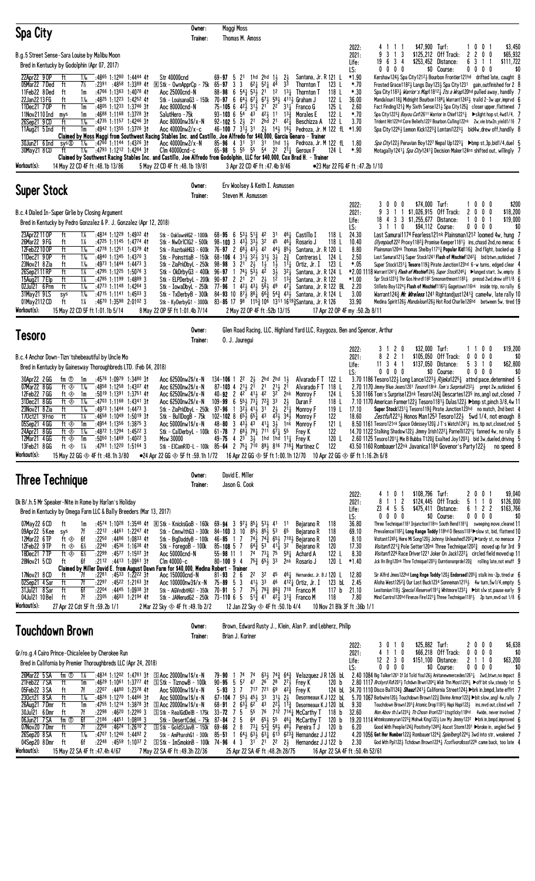## Spa City

Owner: Maggi Moss
Trainer: Thomas M. Amoss

B.g.5 Street Sense-Sara Louise by Malibu Moon
Bred in Kentucky by Godolphin (Apr 07, 2017)

| | | | | |
|---|---|---|---|---|
| 2022: | 4 1 1 1 | $47,900 | Turf: | 1 0 0 1 $3,450 |
| 2021: | 9 3 1 3 | $125,212 | Off Track: | 2 2 0 0 $65,932 |
| Life: | 19 6 3 4 | $253,452 | Distance: | 6 3 1 1 $111,722 |
| LS: | 0 0 0 0 | $0 | Course: | 0 0 0 0 $0 |

```
22Apr22 9OP   ft  1⅛  :4865 1:1280 1:4444 4↑  Str 40000cnd          69-97  5 21  1hd 2hd 1½  2½   Santana, J. R 121 L  *1.90  Kershaw124½ Spa City1212½ Bourbon Frontier121hd  drifted late, caught 8
05Mar22 7Ded  ft  7½  :2391 :4858 1:3389 4↑  Ⓡ Stk - OwnApprCp - 75k  65-97  3 3  62½ 52¼ 44  3³   Thornton T   123 L  *.70   Frosted Grace1182½ Langs Day123½ Spa City1231  gain,outfinished for 2 8
11Feb22 8Ded  ft  1m  :4766 1:1363 1:4078 4↑  Aoc 25000cnd-N        88-98  6 54½ 53½ 21  12  13¼  Thornton T   118 L  *.30   Spa City1183¼ Warrior's Map1181½ Its a Wrap120hd pulled away, handily 7
22Jan22 13FG  ft  1⅛  :4825 1:1223 1:4252 4↑  Stk - LouisanaG3 - 150k  70-97  6 64½ 67¼ 67½ 59½ 411½ Graham J  122 L  36.00  Mandaloun118½ Midnight Bourbon1186¼ Warrant1242½ traild 2-3w upr,imprvd 6
11Dec21 7OP   ft  1m  :4805 1:1233 1:3746 3↑  Aoc 80000cnd-N        75-105 6 42½ 31½ 21  22  31¼  Franco G     125 L  2.60   Fact Finding121½ My Sixth Sense121½ Spa City125¾ closer upper,flattened 7
11Nov2110 Ind mys 1m  :4688 1:1168 1:3728 3↑  SalutHero - 75k      93-103 6 54  43  42½ 11  13¾  Morales E    122 L  *.70   Spa City1223¾ Bayou Cat1261½ Warrior in Chief1221½ ▶slight hop st,4wd1/4, 7
26Sep21 9CD   ft  1⅛  :4735 1:1157 1:4246 3↑  Aoc 80000nw3$/x-N    92-102 5 2½ 21  2hd 21  42½  Beschizza A  122 L  3.70   Trident Hit122hd Cure Bellefs1222 Bourbon Calling122nk 2w,vie btw2n,yield1/16 7
11Aug21 5Ind  ft  1m  :4942 1:1355 1:3726 3↑  Aoc 40000nw2/x-c     46-100 7 31½ 31  2½  14½ 16¾  Pedroza, Jr. M 122 fL *1.90  Spa City1226½ Lemon Kick1223½ Lontani1223½ bid4w,drew off,handily 8
   Claimed by Moss Maggi from Southwest Racing Stables Inc. and Castillo, Joe Alfredo for $40,000, Garcia Genaro - Trainer
30Jun21 6Ind  sys⊗ 1⅛ :4760 1:1144 1:4326 3↑  Aoc 40000nw2/x-N    85-96  4 31  31  31  1hd 1½   Pedroza, Jr. M 122 fL 1.80  Spa City122½ Peruvian Boy1227 Nepal Up1223½ ▶bmp st,3p,bid1/4,duel 5
30May21 8CD   ft  1⅛  :4793 1:1212 1:4284 3↑  Clm 40000cnd-c       65-98  5 55  55  54  22  21¼  Geroux F     124 L  *.90   Motagally1241¼ Spa City1241½ Decision Maker124ns shifted out, willingly 7
   Claimed by Southwest Racing Stables Inc. and Castillo, Joe Alfredo from Godolphin, LLC for $40,000, Cox Brad H. - Trainer
Workout(s):  14 May 22 CD 4F ft :48.1b 13/86   5 May 22 CD 4F ft :48.1b 19/81   3 Apr 22 CD 4F ft :47.4b 9/46   ●23 Mar 22 FG 4F ft :47.2b 1/10
```

## Super Stock

Owner: Erv Woolsey & Keith I. Asmussen
Trainer: Steven M. Asmussen

B.c.4 Dialed In-Super Girlie by Closing Argument
Bred in Kentucky by Pedro Gonzalez & P. J. Gonzalez (Apr 12, 2018)

| | | | | |
|---|---|---|---|---|
| 2022: | 3 0 0 0 | $74,000 | Turf: | 1 0 0 0 $200 |
| 2021: | 9 3 1 1 | $1,026,915 | Off Track: | 2 0 0 0 $18,200 |
| Life: | 18 4 3 3 | $1,255,677 | Distance: | 1 0 0 1 $19,000 |
| LS: | 3 1 1 0 | $94,112 | Course: | 0 0 0 0 $0 |

```
23Apr22 11OP  ft  1⅛  :4834 1:1229 1:4952 4↑  Stk - OaklawnHG2 - 1000k  68-95  6 53½ 51¾ 42  31  46¼  Castillo I   118 L  24.30  Last Samurai1174 Fearless121nk Plainsman1212 loomed 4w, hung 7
26Mar22 9FG   ft  1⅛  :4725 1:1145 1:4774 4↑  Stk - NwOrlClG2 - 500k  98-103 3 43½ 33½ 32  45  46¼  Rosario J    118 L  10.40  Olympiad1222 Proxy1182½ Promise Keeper1181½ ins,chasd 2nd,no menac 6
12Feb22 10OP  ft  1⅛  :4778 1:1251 1:4379 4↑  Stk - RazrbakHG3 - 600k  76-97  2 68½ 43½ 42  44½ 85½  Santana, Jr. R 120 L  8.80  Plainsman120nk Thomas Shelby1171¾ Popular Kid116½ 2nd flight, backed up 8
11Dec21 9OP   ft  1⅛  :4840 1:1345 1:4370 3   Stk - PoinsttiaB - 150k  68-106 4 31½ 32½ 31½ 3½  2¾   Contreras L  124 L  2.50  Last Samurai121¾ Super Stock1241 Flash of Mischief1242½ bid btwn,outkicked 7
23Nov21 8Zia  ft  1⅛  :4973 1:1444 1:4473 3   Stk - ZiaPrkDbyL - 250k  98-98  3 21  2½  1½  1½  11¼  Ortiz, Jr. I 123 L  *.05  Super Stock1231¼ Tesoro119½ Pirate Junction123hd 6-w turns, edged clear 4
26Sep21 11RP  ft  1⅛  :4795 1:1225 1:5076 3   Stk - OkDrbyG3 - 400k  96-97  1 74½ 53½ 42  3½  32¼  Santana, Jr. R 124 L  *2.00 1118 Warrant1241½ Flash of Mischief124½ Super Stock1246½ ▶lunged start, 3w,empty 8
15Aug21 7Elp  ft  1⅛  :4785 1:1199 1:4889 3   Stk - ELPDerbyL - 200k  90-97  2 21  21  2½  12  13¾  Santana, Jr. R 122 L  *1.00  Spr Stck1223¾ Thr Gos Hrvrd1182 Smonnthmont1182½ pressd 2wd,drew off1/8 6
02Jul21 8Prm  ft  1⅛  :4773 1:1148 1:4264 3   Stk - IowaDbyL - 250k  77-96  1 42½ 43½ 56½ 49  47¾  Santana, Jr. R 122 BL 2.20  Stilleto Boy1224¾ Flash of Mischief1162½ Gagetown116nk inside trip, no rally 6
31May21 9LS   sys 1⅛  :4715 1:1141 1:4503 3   Stk - TxDerbyB - 300k  84-93 10 87¾ 88¾ 66¾ 54¾ 43½  Santana, Jr. R 124 L  3.00  Warrant124¾ Mr Wireless 1241 Rightandjust1241½ came4w, late rally 10
01May2112 CD  ft  1¼  :4670 1:3598 2:0102 3   Stk - KyDerbyG1 - 3000k  83-85 17 98  115¾ 106 1311 1619¾ Santana, Jr. R 126  33.90  Medina Spirit126½ Mandaloun126½ Hot Rod Charlie126hd between 5w, tired 19
Workout(s):  15 May 22 CD 5F ft 1:01.1b 5/14   8 May 22 OP 5F ft 1:01.4b 7/14   2 May 22 OP 4F ft :52b 13/15   17 Apr 22 OP 4F my :50.2b 8/11
```

## Tesoro

Owner: Glen Road Racing, LLC, Highland Yard LLC, Raygoza, Ben and Spencer, Arthur
Trainer: O. J. Jauregui

B.c.4 Anchor Down-Tizn'tshebeautiful by Uncle Mo
Bred in Kentucky by Gainesway Thoroughbreds LTD. (Feb 04, 2018)

| | | | | |
|---|---|---|---|---|
| 2022: | 3 1 2 0 | $32,000 | Turf: | 1 1 0 0 $19,200 |
| 2021: | 8 2 2 1 | $105,050 | Off Track: | 0 0 0 0 $0 |
| Life: | 11 3 4 1 | $137,050 | Distance: | 5 3 1 0 $62,800 |
| LS: | 0 0 0 0 | $0 | Course: | 0 0 0 0 $0 |

```
30Apr22 2GG   fm ⓣ 1m  :4576 1:0979 1:3480 3↑  Aoc 62500nw2$/x-N   134-106 1 22  2½  2hd 2hd 1½   Alvarado F T 122 L  3.70 1186 Tesoro122½ Long Lance1223½ Rijeka1225¼ attnd pace,determined 5
07Mar22 8GG   ft ◇ 1⅛  :4858 1:1258 1:4307 4↑  Aoc 62500nw2$/x-N   87-103 4 21½ 21  21  21½ 21   Alvarado F T 118 L  2.70 1170 Jimmy Blue Jeans1201 Tesoro118nk Tom's Surprise1223¼ prmpt 2w,outkicked 6
12Feb22 7GG   ft ◇ 1m  :5019 1:1391 1:3751 4↑  Aoc 62500nw2$/x-N   40-92  2 42  41½ 42  32  2nk  Monroy F     124 L  5.30 1166 Tom's Surprise123nk Tesoro124¾ Descartes1235 ins,angl out,closed 7
31Dec21 8GG   ft ◇ 1⅛  :4703 1:1168 1:4341 3↑  Aoc 62500nw2$/x-N   109-99 6 55½ 73½ 72¾ 33  2½   Duran F      118 L  7.10 1170 American Farmer122½ Tesoro1181¼ Dulas122½ ▶bmp st,pinch 3/8,4w 11
23Nov21 8Zia  ft  1⅛  :4973 1:1444 1:4473 3   Stk - ZiaPrkDbyL - 250k  97-96  1 32½ 41½ 31  2½  21¼  Monroy F     119 L  17.10  Super Stock1231¼ Tesoro119½ Pirate Junction123hd no match, 2nd best 4
17Oct21 9Fno  ft  1⅛  :4658 1:1049 1:5019 3↑  Stk - BullDogB - 75k  102-102 8 65½ 65¼ 43  43½ 34¾  Monroy F     122    18.60  Zestful1221¼ Tesoro Han1253 Tesoro122½ 5wd 1/4, not enough 8
05Sep21 4GG   ft ◇ 1m  :4954 1:1356 1:3875 3   Aoc 50000nw1$/x-N   48-80  3 43½ 43  41½ 3½  1nk  Monroy F     121 L  8.50 1161 Tesoro121nk Space Odessey120½ J T's Watch1241½ ins,tip out,closed,nod 5
24Apr21 8GG   ft ◇ 1⅛  :4872 1:1294 1:4522 3   Stk - CalDerbyL - 100k  61-78  7 68½ 78¾ 711 67¼ 55   Frey K       122    14.70 1122 Stalking Shadow122½ Jimmy Irish1222½ Parnelli1221¼ fanned 4w, no rally 8
12Mar21 4GG   ft ◇ 1m  :5060 1:1469 1:4022 3   Msw 30000          49-75  4 23  3½  1hd 1hd 11¼  Frey K       120 L  2.60 1125 Tesoro1201¼ He B Bubba T120½ Exalted Joy1203½ bid 3w,dueled,driving 5
13Feb21 8GG   ft ◇ 1⅛  :4781 1:1220 1:5164 3   Stk - ElCamRlD-L - 100k  85-64 2 75¼ 710 89½ 816 718½ Martinez C   122    43.50 1160 Rombauer122nk Javanica1184 Govenor's Party122½ no speed 8
Workout(s):  15 May 22 GG ◇ 4F ft :48.1h 3/80   ●24 Apr 22 GG ◇ 5F ft :59.1h 1/72   16 Apr 22 GG ◇ 5F ft 1:00.1h 12/70   10 Apr 22 GG ◇ 6F ft 1:16.2h 6/8
```

## Three Technique

Owner: David E. Miller
Trainer: Jason G. Cook

Dk B/.h.5 Mr Speaker-Nite in Rome by Harlan's Holiday
Bred in Kentucky by Omega Farm LLC & Bally Breeders (Mar 13, 2017)

| | | | | |
|---|---|---|---|---|
| 2022: | 4 1 0 1 | $108,796 | Turf: | 2 0 0 1 $9,040 |
| 2021: | 8 1 1 2 | $124,445 | Off Track: | 5 1 1 0 $126,000 |
| Life: | 23 4 5 5 | $475,411 | Distance: | 6 1 2 2 $163,766 |
| LS: | 0 0 0 0 | $0 | Course: | 0 0 0 0 $0 |

```
07May22 6CD   ft  1m  :4574 1:1028 1:3548 4↑  Ⓡ Stk - KnicksGoB - 160k  69-94  3 97¾ 85¾ 53¾ 41  11   Bejarano R  118    36.80  Three Technique1181 Injunction118ns South Bend1181½ sweeping move,cleared 11
09Apr22 5Kee  sys 7f  :2212 :4461 1:2247 4↑  Stk - CmnwlthG3 - 300k  84-103 3 10  85½ 85¾ 53  65   Bejarano R  118    69.10  Prevalence1182¼ Long Range Toddy118hd O Besos1181 ▶slow st, bid, flattend 10
12Mar22 6TP   ft ◇ 6f  :2250 :4486 1:0833 4↑  Stk - BigDaddyB - 100k  46-85  1 7   74¾ 74¾ 65¾ 710¾ Bejarano R  120    8.10  Visitant1245¼ Here Mi Song120½ Johnny Unleashed1202¼ ▶tardy st, no menace 7
12Feb22 9TP   ft ◇ 6½ :2240 :4536 1:1638 4↑  Stk - ForegoB - 100k  85-108 5 7   64¾ 53  41¾ 32   Bejarano R  120    17.30  Visitant1221¾ Pole Setter120nk Three Technique120²½ moved up for 3rd 9
18Dec21 7TP   ft ◇ 6½ :2299 :4577 1:1507 3↑  Aoc 50000cnd-N      55-98 11 1   74  73¼ 75  59¼  Achard A    122 L  8.30  Visitant1229 Race Driver1221 Joker On Jack1222½ circled field moved up 11
28Nov21 5CD   ft  6f  :2112 :4413 1:0961 3↑  Clm 40000-c         80-100 9 4   75¾ 65½ 33  2nk  Rosario J   120 L  *1.40  Jck Vn Brg120nk Thre Tchnique1203½ Ourntionnprde120¾ rolling late,not enuff 9
   Claimed by Miller David E. from August Dawn Farm for $40,000, Medina Robert - Trainer
17Nov21 8CD   ft  7f  :2281 :4533 1:2223 3↑  Aoc 150000cnd-N     81-93  2 6   22  32  45  46¼  Hernandez, Jr. B J 120 L  12.80  Sir Alfrd Jmes122hd Long Range Toddy120½ Endorsed120¾ stalk ins-2p,tired ur 6
02Sep21 4Sar  ft  7f  :2297 :4522 1:2163 3↑  Aoc 100000nw3$/x-N  75-89  5 3   41½ 33  46  412¼ Ortiz, Jr. I 123 bL  2.45  Aloha West1252¾ Our Last Buck1234 Sonneman1215¼ 4w turn,5w1/4,empty 5
31Jul21 8Sar  ft  6f  :2204 :4445 1:0938 3↑  Stk - AGVndbtHG1 - 350k  70-91  5 7   75¾ 78¾ 86¾ 710  Franco M    117 b  21.10  Lexitonian118¾ Special Reserve1191¼ Whitmore1232½ ▶bit slw st,pause early 9
04Jul21 10Bel ft  7f  :2305 :4603 1:2194 4↑  Stk - JANerudG2 - 250k  73-110 6 5   51¾ 41  42½ 31¾  Franco M    118    7.80  Mind Control120hd Firenze Fire1221¾ Three Technique1181½ 2p turn,mvd out 1/8 6
Workout(s):  27 Apr 22 Cdt 5F ft :59.2b 1/1   2 Mar 22 Sky ◇ 4F ft :49.1b 2/2   12 Jan 22 Sky ◇ 4F ft :50.1b 4/4   10 Nov 21 Blk 3F ft :36b 1/1
```

## Touchdown Brown

Owner: Brown, Edward Rusty J., Klein, Alan P. and Lebherz, Philip
Trainer: Brian J. Koriner

Gr/ro.g.4 Cairo Prince-Chicalelee by Cherokee Run
Bred in California by Premier Thoroughbreds LLC (Apr 24, 2018)

| | | | | |
|---|---|---|---|---|
| 2022: | 3 0 1 0 | $25,882 | Turf: | 2 0 0 0 $6,638 |
| 2021: | 4 1 1 0 | $66,218 | Off Track: | 0 0 0 0 $0 |
| Life: | 12 2 3 0 | $151,100 | Distance: | 2 1 1 0 $63,200 |
| LS: | 0 0 0 0 | $0 | Course: | 0 0 0 0 $0 |

```
26Mar22 5SA   fm ⓣ 1⅛  :4834 1:1202 1:4781 3↑  Ⓢ Aoc 20000nw1$/x-N  79-90  1 74  74  63½ 74¾ 64¾  Velazquez J R 126 bL  2.40 1084 Big Talker1261 If Id Told You126½ Anitanewmercedes1261½ 2wd,btwn,no impact 8
21Feb22 7SA   ft  1m  :4629 1:1061 1:3777 4↑  Ⓢ Stk - TiznowB - 100k  90-95  5 57  47  26  28  27½  Frey K       120 b   2.80 1117 Brckyrd Rd1207½ Tchdwn Brwn1204¾ Wld Thn Most1224¾ ▶off bit slw,steady 1st 5
05Feb22 3SA   ft  7f  :2207 :4480 1:2378 4↑  Aoc 50000nw1$/x-N   5-93  3 7   717 721 69  42¾  Frey K       124 bL 34.70 1110 Disco Ball124½ Shaaz1241½ California Street124½ ▶brk in,bmpd,late effrt 7
23Oct21 8SA   ft  1⅛  :4826 1:1270 1:4466 3↑  Aoc 50000nw1$/x-N   67-104 7 55½ 45½ 33  31½ 2½   Desormeaux K J 122 bL  5.70 1067 Barbwire120½ Touchdown Brown122¾ Divine Armor122¾ ▶bit slow,angl 4w,rally 7
26Aug21 7Dmr  ft  1m  :4755 1:1214 1:3878 3↑  Ⓢ Aoc 20000nw1$/x-N  68-91  2 63½ 62  43  22½ 11¾  Desormeaux K J 120 bL  9.30  Touchdown Brown120¾ Atomic Drop1182½ Hapi Hapi122½ ins,mvd out,closd well 7
30Jul21 6Dmr  ft  7f  :2298 :4620 1:2290 3  Ⓢ Stk - RealGdDelB - 175k  33-72  7 5   55  76  712 714¼ McCarthy T  118 b  32.60  Non Abov th Lw123½ Th Chosn Vron1231 Ltsgtlcky118hd 4wide, never involved 7
06Jun21 7SA   fm ⓣ 6f  :2186 :4451 1:0808 3    Stk - DesertCdeL - 75k  87-84  2 5   64  65½ 55  46¼  McCarthy T  120 b  19.20 1114 Whtmksmmyrun1223¾ Mohwk King122½ Lov My Jimmy1222 ▶brk in,bmpd,improved 6
07Nov20 7Dmr  ft  7f  :2256 :4624 1:2610 2  Ⓢ Stk - GoldStJuvB - 150k  69-66  2 8   73¼ 53½ 58½ 48¾  Pereira T J 120 b   6.20  Good With People124¾ Positivity1246¾ Ascot Storm1201 ▶broke in, angled 5wd 9
26Sep20 8SA   ft  1⅛  :4707 1:1246 1:4492 2    Stk - AmPharohG1 - 300k  85-51  1 64½ 63½ 63¼ 613 623¾ Hernandez J J 122  4.20 1056 Get Her Number122¾ Rombauer122¾ Spielberg122¼ 3wd into str, weakened 7
04Sep20 8Dmr  ft  6f  :2248 :4559 1:1037 2  Ⓢ Stk - ImSmokinB - 100k  74-96  4 3   31  21  22  2½   Hernandez J J 122 b  2.30  God Wth Ppl122½ Tchdown Brown1224¼ Tcoflvordlssst1226 came back, too late 4
Workout(s):  15 May 22 SA 4F ft :47.4h 4/67   7 May 22 SA 4F ft :49.3h 22/36   25 Apr 22 SA 4F ft :48.2h 28/75   16 Apr 22 SA 4F ft :50.4h 52/61
```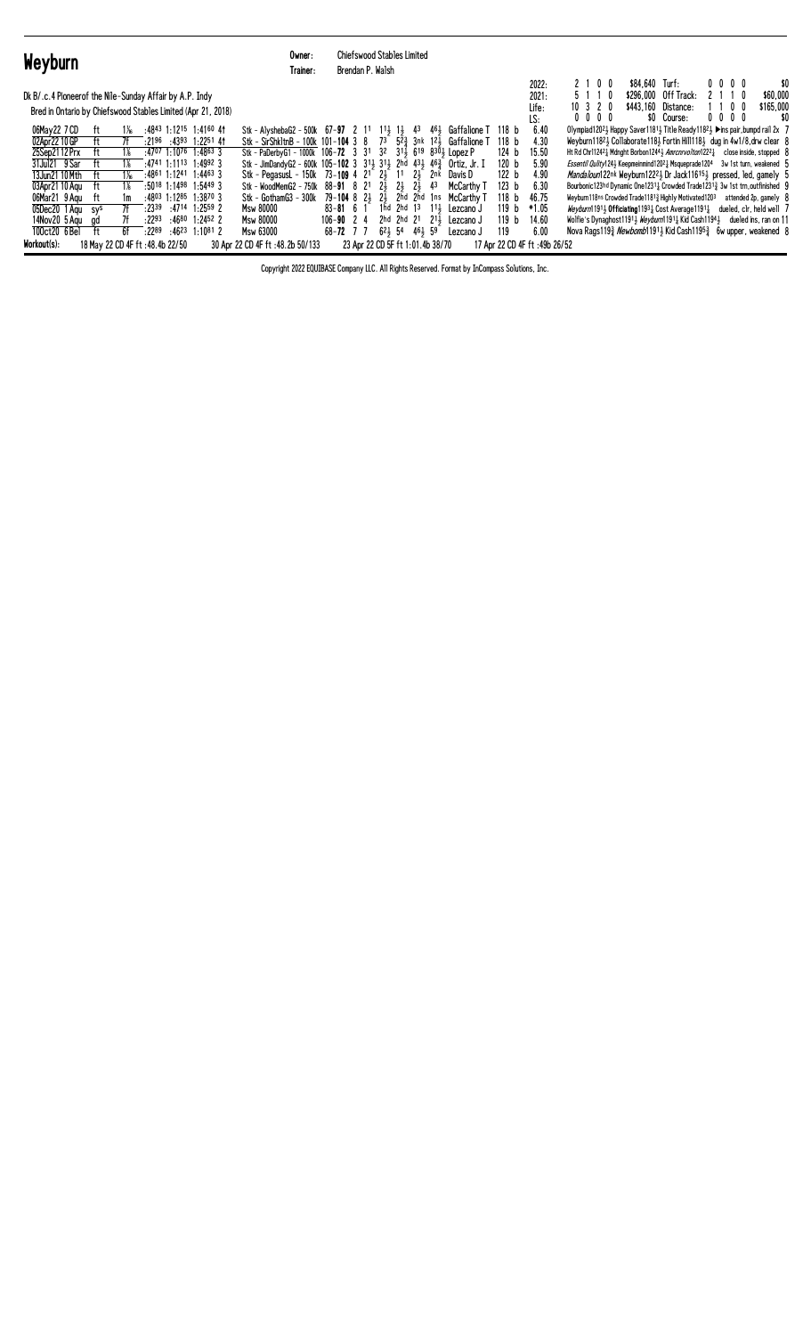# Weyburn

Owner: Chiefswood Stables Limited
Trainer: Brendan P. Walsh

Dk B/.c.4 Pioneerof the Nile-Sunday Affair by A.P. Indy
Bred in Ontario by Chiefswood Stables Limited (Apr 21, 2018)

| | | | | | | | | |
|---|---|---|---|---|---|---|---|---|
| 2022: | 2 1 0 0 | $84,640 | Turf: | 0 0 0 0 | $0 |
| 2021: | 5 1 1 0 | $296,000 | Off Track: | 2 1 1 0 | $60,000 |
| Life: | 10 3 2 0 | $443,160 | Distance: | 1 1 0 0 | $165,000 |
| LS: | 0 0 0 0 | $0 | Course: | 0 0 0 0 | $0 |

| | | | | | | | | | | | | | | |
|---|---|---|---|---|---|---|---|---|---|---|---|---|---|---|
| 06May22 7CD | ft | 1 1/16 | :48 43 1:12 15 1:41 60 4↑ | Stk - AlyshebaG2 - 500k | 67-97 | 2 1[1] | 1 1/2 1 1/2 | 4[3] | 4[6 1/2] | Gaffalione T | 118 b | 6.40 | Olympiad1202 1/4 Happy Saver1181 1/4 Title Ready1182 1/2 ▶ins pair,bumpd rail 2x | 7 |
| 02Apr22 10GP | ft | 7f | :21 96 :43 93 1:22 51 4↑ | Stk - SirShkltnB - 100k | 101-104 | 3 8 | 7[3] 5[2 3/4] | 3nk | 1[2 1/2] | Gaffalione T | 118 b | 4.30 | Weyburn1182 1/2 Collaborate118 1/2 Fortin Hill118 1/2 dug in 4w1/8,drw clear | 8 |
| 25Sep21 12Prx | ft | 1 1/8 | :47 07 1:10 76 1:48 63 3 | Stk - PaDerbyG1 - 1000k | 106-72 | 3 3[1] | 3[2] 3[1 1/2] | 6[19] | 8[30 1/2] | Lopez P | 124 b | 15.50 | Ht Rd Chr1242 1/4 Mdnght Borbon1244 1/2 Amrcnrvoltn1222 1/4 close inside, stopped | 8 |
| 31Jul21 9Sar | ft | 1 1/8 | :47 41 1:11 13 1:49 92 3 | Stk - JimDandyG2 - 600k | 105-102 | 3 3[1 1/2] | 3[1 1/2] 2hd | 4[3 1/2] | 4[6 3/4] | Ortiz, Jr. I | 120 b | 5.90 | Essential Quality124 3/4 Keepmeinmind1202 1/2 Msqueprade1204 3w 1st turn, weakened | 5 |
| 13Jun21 10Mth | ft | 1 1/16 | :48 61 1:12 41 1:44 63 3 | Stk - PegasusL - 150k | 73-109 | 4 2[1] | 2 1/2 1[1] | 2 1/2 | 2nk | Davis D | 122 b | 4.90 | Mandaloun122nk Weyburn1222 1/2 Dr Jack11615 1/2 pressed, led, gamely | 5 |
| 03Apr21 10Aqu | ft | 1 1/8 | :50 18 1:14 98 1:54 49 3 | Stk - WoodMemG2 - 750k | 88-91 | 8 2[1] | 2 1/2 2 1/2 | 2 1/2 | 4[3] | McCarthy T | 123 b | 6.30 | Bourbonic123hd Dynamic One1231 1/4 Crowded Trade1231 3/4 3w 1st trn,outfinished | 9 |
| 06Mar21 9Aqu | ft | 1m | :48 03 1:12 85 1:38 70 3 | Stk - GothamG3 - 300k | 79-104 | 8 2 1/2 | 2 1/2 2hd | 2hd | 1ns | McCarthy T | 118 b | 46.75 | Weyburn118ns Crowded Trade1181 1/2 Highly Motivated1203 attended 2p, gamely | 8 |
| 05Dec20 1Aqu | sy[s] | 7f | :23 39 :47 14 1:25 59 2 | Msw 80000 | 83-81 | 6 1 | 1hd 2hd | 1[3] | 1[1 1/2] | Lezcano J | 119 b | *1.05 | Weyburn1191 1/2 Officiating1193 1/4 Cost Average1191 1/4 dueled, clr, held well | 7 |
| 14Nov20 5Aqu | gd | 7f | :22 93 :46 80 1:24 52 2 | Msw 80000 | 106-90 | 2 4 | 2hd 2hd | 2[1] | 2[1 1/2] | Lezcano J | 119 b | 14.60 | Wolfie's Dynaghost1191 1/2 Weyburn1191 1/2 Kid Cash1194 1/2 dueled ins, ran on | 11 |
| 10Oct20 6Bel | ft | 6f | :22 89 :46 23 1:10 81 2 | Msw 63000 | 68-72 | 7 7 | 6[2 1/2] 5[4] | 4[6 1/2] | 5[9] | Lezcano J | 119 | 6.00 | Nova Rags1193/4 Newbomb1191 1/2 Kid Cash1195 3/4 6w upper, weakened | 8 |

Workout(s): 18 May 22 CD 4F ft :48.4b 22/50 | 30 Apr 22 CD 4F ft :48.2b 50/133 | 23 Apr 22 CD 5F ft 1:01.4b 38/70 | 17 Apr 22 CD 4F ft :49b 26/52

Copyright 2022 EQUIBASE Company LLC. All Rights Reserved. Format by InCompass Solutions, Inc.